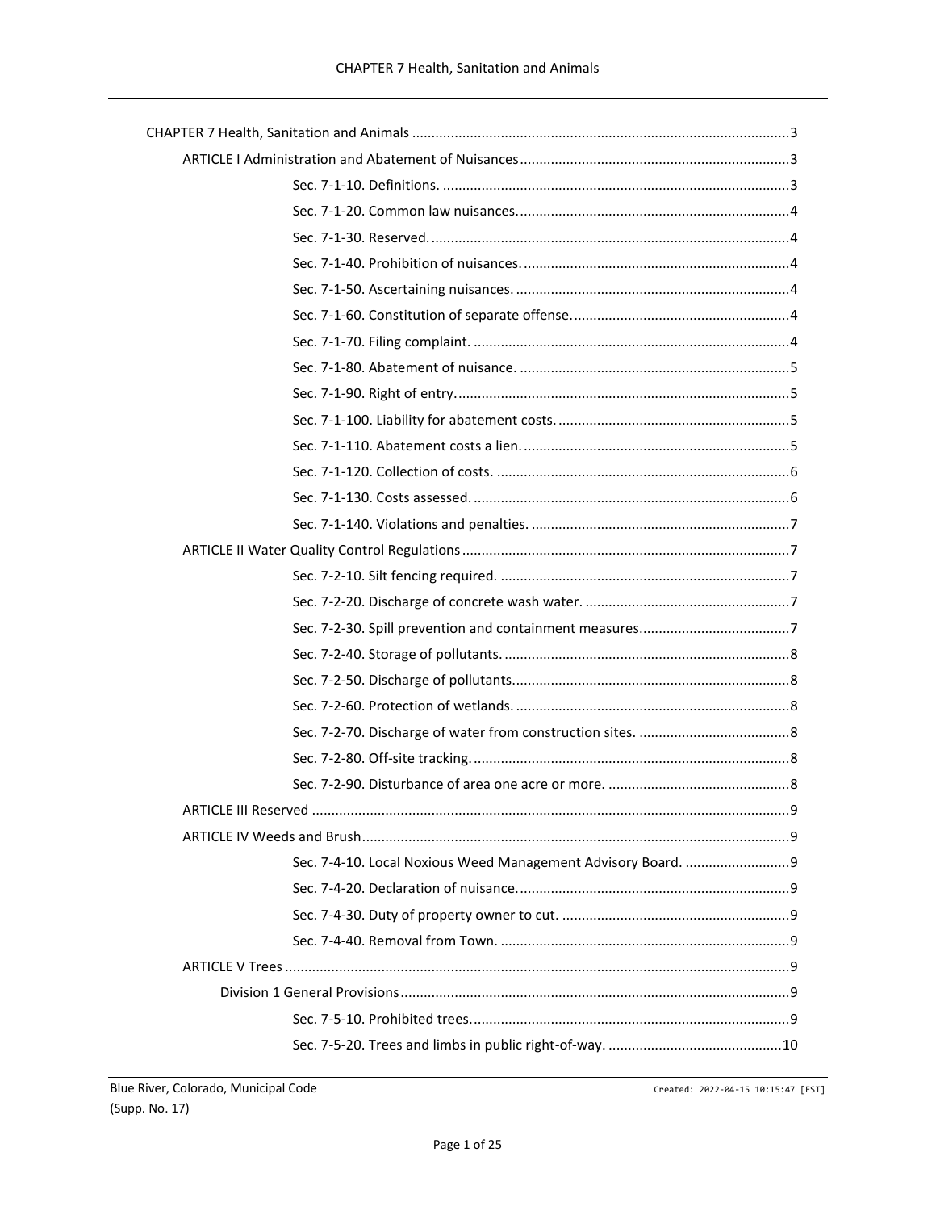CHAPTER 7 Health, Sanitation and Animals ..... 3

- ARTICLE I Administration and Abatement of Nuisances ..... 3
  - Sec. 7-1-10. Definitions. ..... 3
  - Sec. 7-1-20. Common law nuisances. ..... 4
  - Sec. 7-1-30. Reserved. ..... 4
  - Sec. 7-1-40. Prohibition of nuisances. ..... 4
  - Sec. 7-1-50. Ascertaining nuisances. ..... 4
  - Sec. 7-1-60. Constitution of separate offense. ..... 4
  - Sec. 7-1-70. Filing complaint. ..... 4
  - Sec. 7-1-80. Abatement of nuisance. ..... 5
  - Sec. 7-1-90. Right of entry. ..... 5
  - Sec. 7-1-100. Liability for abatement costs. ..... 5
  - Sec. 7-1-110. Abatement costs a lien. ..... 5
  - Sec. 7-1-120. Collection of costs. ..... 6
  - Sec. 7-1-130. Costs assessed. ..... 6
  - Sec. 7-1-140. Violations and penalties. ..... 7
- ARTICLE II Water Quality Control Regulations ..... 7
  - Sec. 7-2-10. Silt fencing required. ..... 7
  - Sec. 7-2-20. Discharge of concrete wash water. ..... 7
  - Sec. 7-2-30. Spill prevention and containment measures. ..... 7
  - Sec. 7-2-40. Storage of pollutants. ..... 8
  - Sec. 7-2-50. Discharge of pollutants. ..... 8
  - Sec. 7-2-60. Protection of wetlands. ..... 8
  - Sec. 7-2-70. Discharge of water from construction sites. ..... 8
  - Sec. 7-2-80. Off-site tracking. ..... 8
  - Sec. 7-2-90. Disturbance of area one acre or more. ..... 8
- ARTICLE III Reserved ..... 9
- ARTICLE IV Weeds and Brush ..... 9
  - Sec. 7-4-10. Local Noxious Weed Management Advisory Board. ..... 9
  - Sec. 7-4-20. Declaration of nuisance. ..... 9
  - Sec. 7-4-30. Duty of property owner to cut. ..... 9
  - Sec. 7-4-40. Removal from Town. ..... 9
- ARTICLE V Trees ..... 9
  - Division 1 General Provisions ..... 9
    - Sec. 7-5-10. Prohibited trees. ..... 9
    - Sec. 7-5-20. Trees and limbs in public right-of-way. ..... 10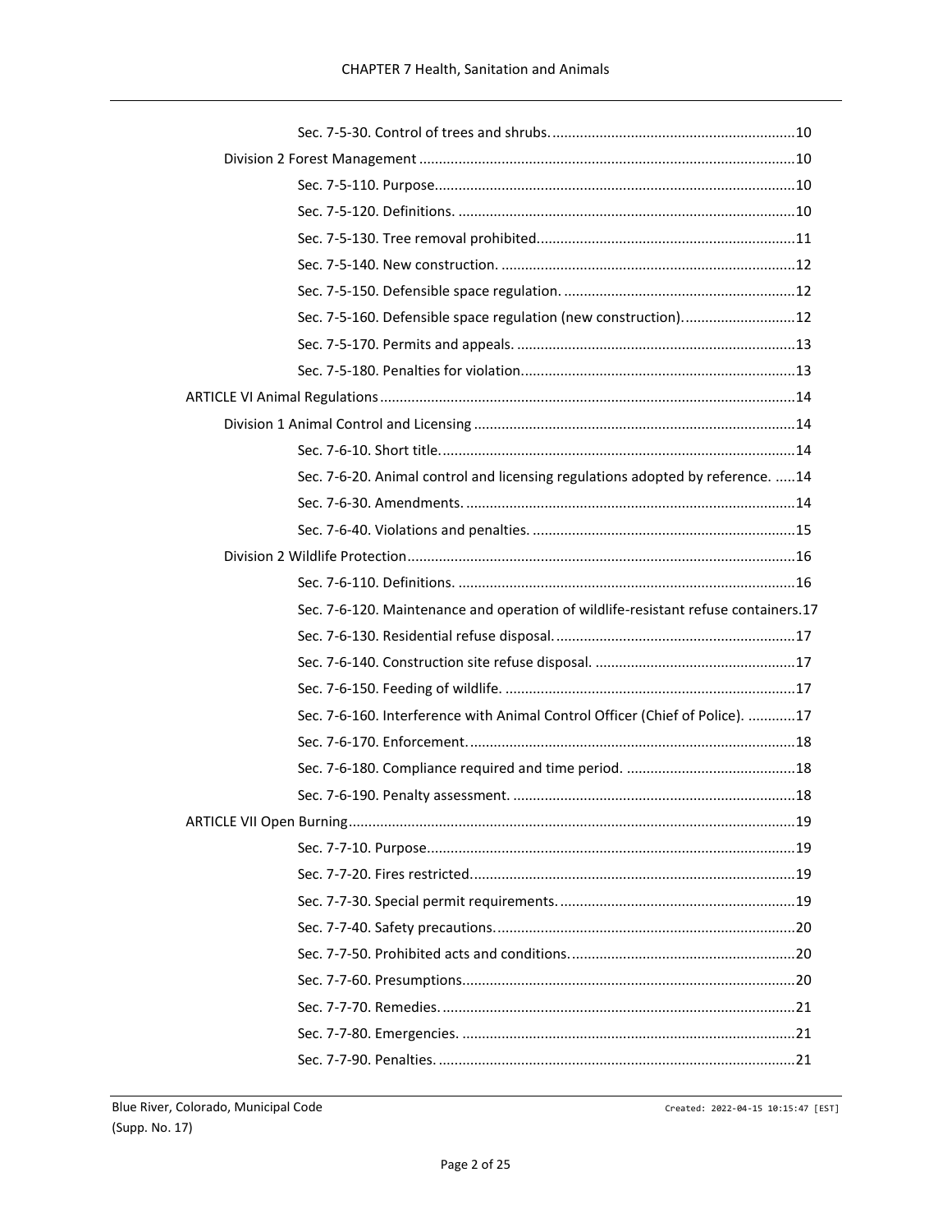Sec. 7-5-30. Control of trees and shrubs. 10

Division 2 Forest Management 10

Sec. 7-5-110. Purpose. 10

Sec. 7-5-120. Definitions. 10

Sec. 7-5-130. Tree removal prohibited. 11

Sec. 7-5-140. New construction. 12

Sec. 7-5-150. Defensible space regulation. 12

Sec. 7-5-160. Defensible space regulation (new construction). 12

Sec. 7-5-170. Permits and appeals. 13

Sec. 7-5-180. Penalties for violation. 13

ARTICLE VI Animal Regulations 14

Division 1 Animal Control and Licensing 14

Sec. 7-6-10. Short title. 14

Sec. 7-6-20. Animal control and licensing regulations adopted by reference. 14

Sec. 7-6-30. Amendments. 14

Sec. 7-6-40. Violations and penalties. 15

Division 2 Wildlife Protection 16

Sec. 7-6-110. Definitions. 16

Sec. 7-6-120. Maintenance and operation of wildlife-resistant refuse containers. 17

Sec. 7-6-130. Residential refuse disposal. 17

Sec. 7-6-140. Construction site refuse disposal. 17

Sec. 7-6-150. Feeding of wildlife. 17

Sec. 7-6-160. Interference with Animal Control Officer (Chief of Police). 17

Sec. 7-6-170. Enforcement. 18

Sec. 7-6-180. Compliance required and time period. 18

Sec. 7-6-190. Penalty assessment. 18

ARTICLE VII Open Burning 19

Sec. 7-7-10. Purpose. 19

Sec. 7-7-20. Fires restricted. 19

Sec. 7-7-30. Special permit requirements. 19

Sec. 7-7-40. Safety precautions. 20

Sec. 7-7-50. Prohibited acts and conditions. 20

Sec. 7-7-60. Presumptions. 20

Sec. 7-7-70. Remedies. 21

Sec. 7-7-80. Emergencies. 21

Sec. 7-7-90. Penalties. 21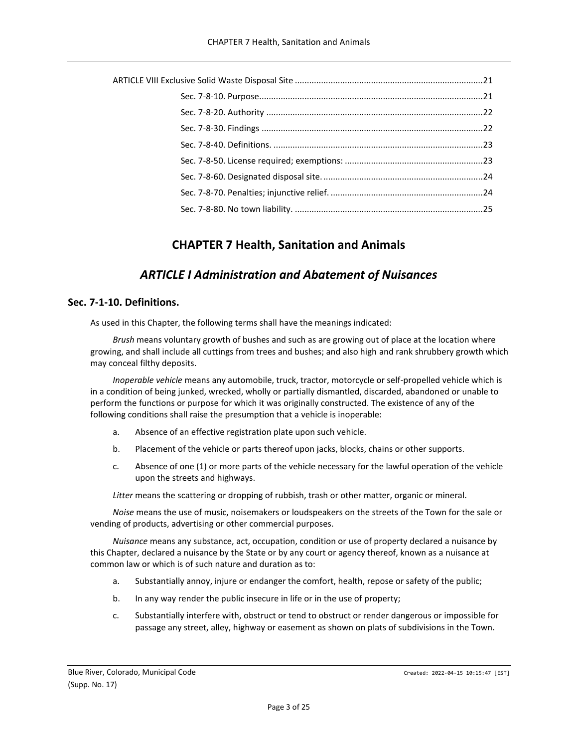ARTICLE VIII Exclusive Solid Waste Disposal Site ..............................................................................21

Sec. 7-8-10. Purpose.............................................................................................21

Sec. 7-8-20. Authority ..........................................................................................22

Sec. 7-8-30. Findings ............................................................................................22

Sec. 7-8-40. Definitions. .......................................................................................23

Sec. 7-8-50. License required; exemptions: ..........................................................23

Sec. 7-8-60. Designated disposal site. ...................................................................24

Sec. 7-8-70. Penalties; injunctive relief. ................................................................24

Sec. 7-8-80. No town liability. ..............................................................................25

# CHAPTER 7 Health, Sanitation and Animals

## *ARTICLE I Administration and Abatement of Nuisances*

### Sec. 7-1-10. Definitions.

As used in this Chapter, the following terms shall have the meanings indicated:

*Brush* means voluntary growth of bushes and such as are growing out of place at the location where growing, and shall include all cuttings from trees and bushes; and also high and rank shrubbery growth which may conceal filthy deposits.

*Inoperable vehicle* means any automobile, truck, tractor, motorcycle or self-propelled vehicle which is in a condition of being junked, wrecked, wholly or partially dismantled, discarded, abandoned or unable to perform the functions or purpose for which it was originally constructed. The existence of any of the following conditions shall raise the presumption that a vehicle is inoperable:

a. Absence of an effective registration plate upon such vehicle.

b. Placement of the vehicle or parts thereof upon jacks, blocks, chains or other supports.

c. Absence of one (1) or more parts of the vehicle necessary for the lawful operation of the vehicle upon the streets and highways.

*Litter* means the scattering or dropping of rubbish, trash or other matter, organic or mineral.

*Noise* means the use of music, noisemakers or loudspeakers on the streets of the Town for the sale or vending of products, advertising or other commercial purposes.

*Nuisance* means any substance, act, occupation, condition or use of property declared a nuisance by this Chapter, declared a nuisance by the State or by any court or agency thereof, known as a nuisance at common law or which is of such nature and duration as to:

a. Substantially annoy, injure or endanger the comfort, health, repose or safety of the public;

b. In any way render the public insecure in life or in the use of property;

c. Substantially interfere with, obstruct or tend to obstruct or render dangerous or impossible for passage any street, alley, highway or easement as shown on plats of subdivisions in the Town.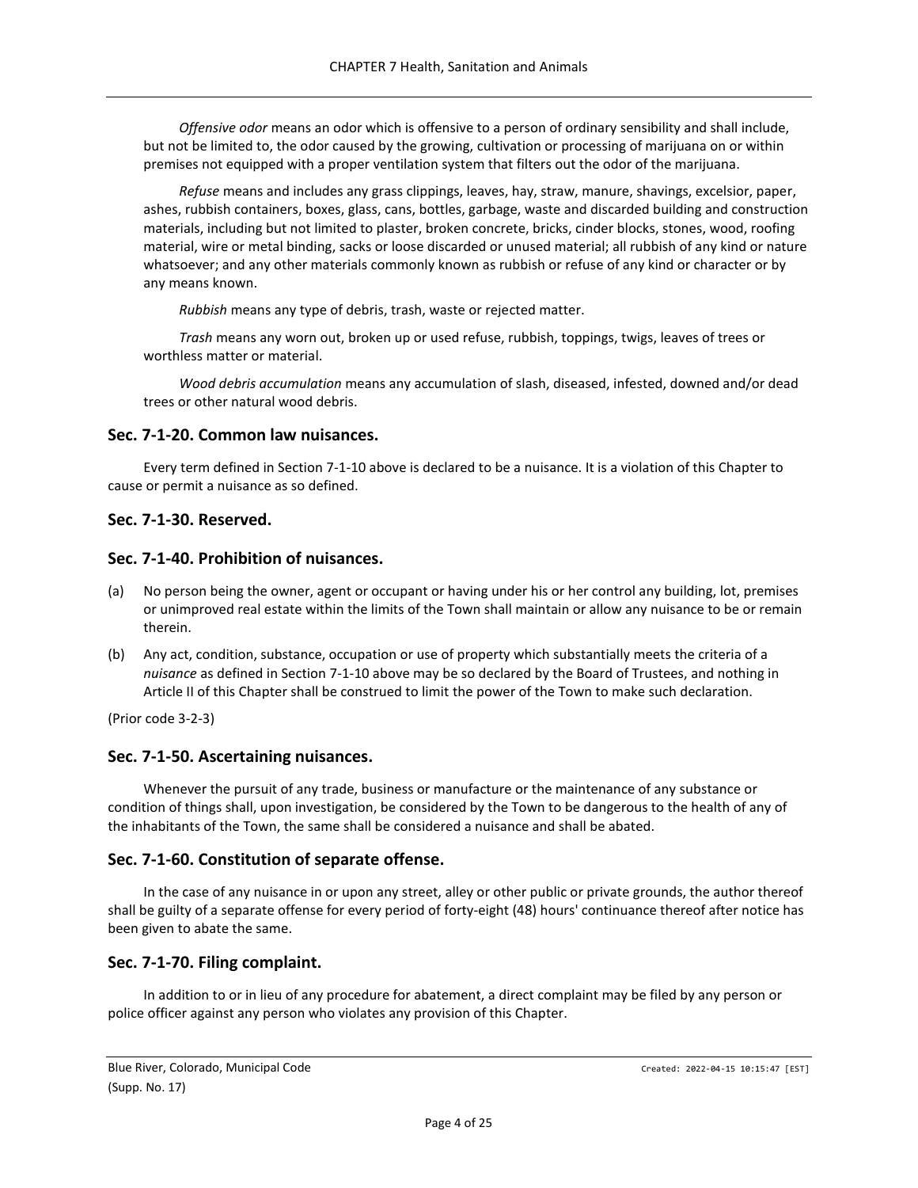*Offensive odor* means an odor which is offensive to a person of ordinary sensibility and shall include, but not be limited to, the odor caused by the growing, cultivation or processing of marijuana on or within premises not equipped with a proper ventilation system that filters out the odor of the marijuana.

*Refuse* means and includes any grass clippings, leaves, hay, straw, manure, shavings, excelsior, paper, ashes, rubbish containers, boxes, glass, cans, bottles, garbage, waste and discarded building and construction materials, including but not limited to plaster, broken concrete, bricks, cinder blocks, stones, wood, roofing material, wire or metal binding, sacks or loose discarded or unused material; all rubbish of any kind or nature whatsoever; and any other materials commonly known as rubbish or refuse of any kind or character or by any means known.

*Rubbish* means any type of debris, trash, waste or rejected matter.

*Trash* means any worn out, broken up or used refuse, rubbish, toppings, twigs, leaves of trees or worthless matter or material.

*Wood debris accumulation* means any accumulation of slash, diseased, infested, downed and/or dead trees or other natural wood debris.

## Sec. 7-1-20. Common law nuisances.

Every term defined in Section 7-1-10 above is declared to be a nuisance. It is a violation of this Chapter to cause or permit a nuisance as so defined.

## Sec. 7-1-30. Reserved.

## Sec. 7-1-40. Prohibition of nuisances.

(a) No person being the owner, agent or occupant or having under his or her control any building, lot, premises or unimproved real estate within the limits of the Town shall maintain or allow any nuisance to be or remain therein.

(b) Any act, condition, substance, occupation or use of property which substantially meets the criteria of a *nuisance* as defined in Section 7-1-10 above may be so declared by the Board of Trustees, and nothing in Article II of this Chapter shall be construed to limit the power of the Town to make such declaration.

(Prior code 3-2-3)

## Sec. 7-1-50. Ascertaining nuisances.

Whenever the pursuit of any trade, business or manufacture or the maintenance of any substance or condition of things shall, upon investigation, be considered by the Town to be dangerous to the health of any of the inhabitants of the Town, the same shall be considered a nuisance and shall be abated.

## Sec. 7-1-60. Constitution of separate offense.

In the case of any nuisance in or upon any street, alley or other public or private grounds, the author thereof shall be guilty of a separate offense for every period of forty-eight (48) hours' continuance thereof after notice has been given to abate the same.

## Sec. 7-1-70. Filing complaint.

In addition to or in lieu of any procedure for abatement, a direct complaint may be filed by any person or police officer against any person who violates any provision of this Chapter.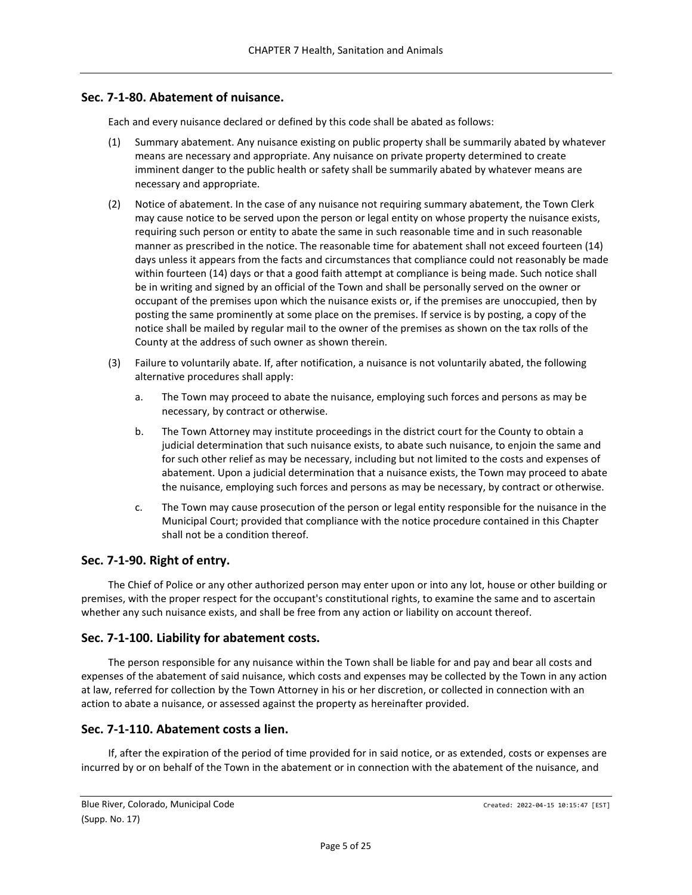## Sec. 7-1-80. Abatement of nuisance.

Each and every nuisance declared or defined by this code shall be abated as follows:

(1) Summary abatement. Any nuisance existing on public property shall be summarily abated by whatever means are necessary and appropriate. Any nuisance on private property determined to create imminent danger to the public health or safety shall be summarily abated by whatever means are necessary and appropriate.

(2) Notice of abatement. In the case of any nuisance not requiring summary abatement, the Town Clerk may cause notice to be served upon the person or legal entity on whose property the nuisance exists, requiring such person or entity to abate the same in such reasonable time and in such reasonable manner as prescribed in the notice. The reasonable time for abatement shall not exceed fourteen (14) days unless it appears from the facts and circumstances that compliance could not reasonably be made within fourteen (14) days or that a good faith attempt at compliance is being made. Such notice shall be in writing and signed by an official of the Town and shall be personally served on the owner or occupant of the premises upon which the nuisance exists or, if the premises are unoccupied, then by posting the same prominently at some place on the premises. If service is by posting, a copy of the notice shall be mailed by regular mail to the owner of the premises as shown on the tax rolls of the County at the address of such owner as shown therein.

(3) Failure to voluntarily abate. If, after notification, a nuisance is not voluntarily abated, the following alternative procedures shall apply:

   a. The Town may proceed to abate the nuisance, employing such forces and persons as may be necessary, by contract or otherwise.

   b. The Town Attorney may institute proceedings in the district court for the County to obtain a judicial determination that such nuisance exists, to abate such nuisance, to enjoin the same and for such other relief as may be necessary, including but not limited to the costs and expenses of abatement. Upon a judicial determination that a nuisance exists, the Town may proceed to abate the nuisance, employing such forces and persons as may be necessary, by contract or otherwise.

   c. The Town may cause prosecution of the person or legal entity responsible for the nuisance in the Municipal Court; provided that compliance with the notice procedure contained in this Chapter shall not be a condition thereof.

## Sec. 7-1-90. Right of entry.

The Chief of Police or any other authorized person may enter upon or into any lot, house or other building or premises, with the proper respect for the occupant's constitutional rights, to examine the same and to ascertain whether any such nuisance exists, and shall be free from any action or liability on account thereof.

## Sec. 7-1-100. Liability for abatement costs.

The person responsible for any nuisance within the Town shall be liable for and pay and bear all costs and expenses of the abatement of said nuisance, which costs and expenses may be collected by the Town in any action at law, referred for collection by the Town Attorney in his or her discretion, or collected in connection with an action to abate a nuisance, or assessed against the property as hereinafter provided.

## Sec. 7-1-110. Abatement costs a lien.

If, after the expiration of the period of time provided for in said notice, or as extended, costs or expenses are incurred by or on behalf of the Town in the abatement or in connection with the abatement of the nuisance, and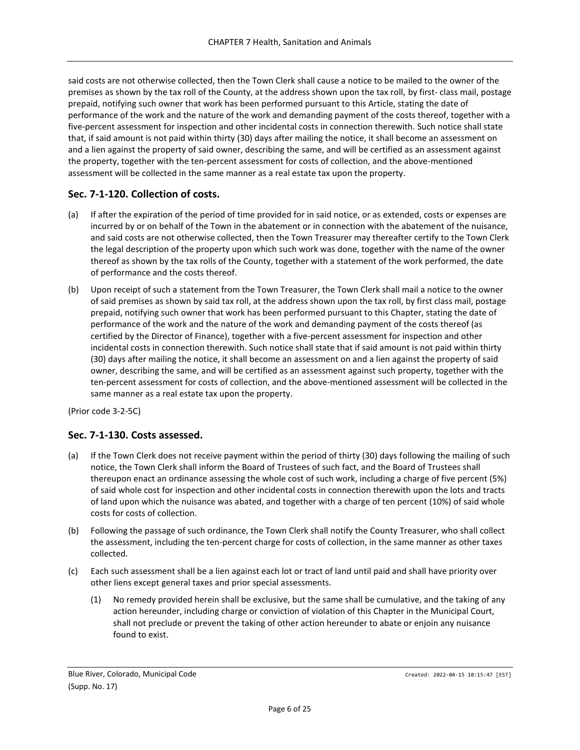said costs are not otherwise collected, then the Town Clerk shall cause a notice to be mailed to the owner of the premises as shown by the tax roll of the County, at the address shown upon the tax roll, by first- class mail, postage prepaid, notifying such owner that work has been performed pursuant to this Article, stating the date of performance of the work and the nature of the work and demanding payment of the costs thereof, together with a five-percent assessment for inspection and other incidental costs in connection therewith. Such notice shall state that, if said amount is not paid within thirty (30) days after mailing the notice, it shall become an assessment on and a lien against the property of said owner, describing the same, and will be certified as an assessment against the property, together with the ten-percent assessment for costs of collection, and the above-mentioned assessment will be collected in the same manner as a real estate tax upon the property.

## Sec. 7-1-120. Collection of costs.

(a) If after the expiration of the period of time provided for in said notice, or as extended, costs or expenses are incurred by or on behalf of the Town in the abatement or in connection with the abatement of the nuisance, and said costs are not otherwise collected, then the Town Treasurer may thereafter certify to the Town Clerk the legal description of the property upon which such work was done, together with the name of the owner thereof as shown by the tax rolls of the County, together with a statement of the work performed, the date of performance and the costs thereof.

(b) Upon receipt of such a statement from the Town Treasurer, the Town Clerk shall mail a notice to the owner of said premises as shown by said tax roll, at the address shown upon the tax roll, by first class mail, postage prepaid, notifying such owner that work has been performed pursuant to this Chapter, stating the date of performance of the work and the nature of the work and demanding payment of the costs thereof (as certified by the Director of Finance), together with a five-percent assessment for inspection and other incidental costs in connection therewith. Such notice shall state that if said amount is not paid within thirty (30) days after mailing the notice, it shall become an assessment on and a lien against the property of said owner, describing the same, and will be certified as an assessment against such property, together with the ten-percent assessment for costs of collection, and the above-mentioned assessment will be collected in the same manner as a real estate tax upon the property.

(Prior code 3-2-5C)

## Sec. 7-1-130. Costs assessed.

(a) If the Town Clerk does not receive payment within the period of thirty (30) days following the mailing of such notice, the Town Clerk shall inform the Board of Trustees of such fact, and the Board of Trustees shall thereupon enact an ordinance assessing the whole cost of such work, including a charge of five percent (5%) of said whole cost for inspection and other incidental costs in connection therewith upon the lots and tracts of land upon which the nuisance was abated, and together with a charge of ten percent (10%) of said whole costs for costs of collection.

(b) Following the passage of such ordinance, the Town Clerk shall notify the County Treasurer, who shall collect the assessment, including the ten-percent charge for costs of collection, in the same manner as other taxes collected.

(c) Each such assessment shall be a lien against each lot or tract of land until paid and shall have priority over other liens except general taxes and prior special assessments.

    (1) No remedy provided herein shall be exclusive, but the same shall be cumulative, and the taking of any action hereunder, including charge or conviction of violation of this Chapter in the Municipal Court, shall not preclude or prevent the taking of other action hereunder to abate or enjoin any nuisance found to exist.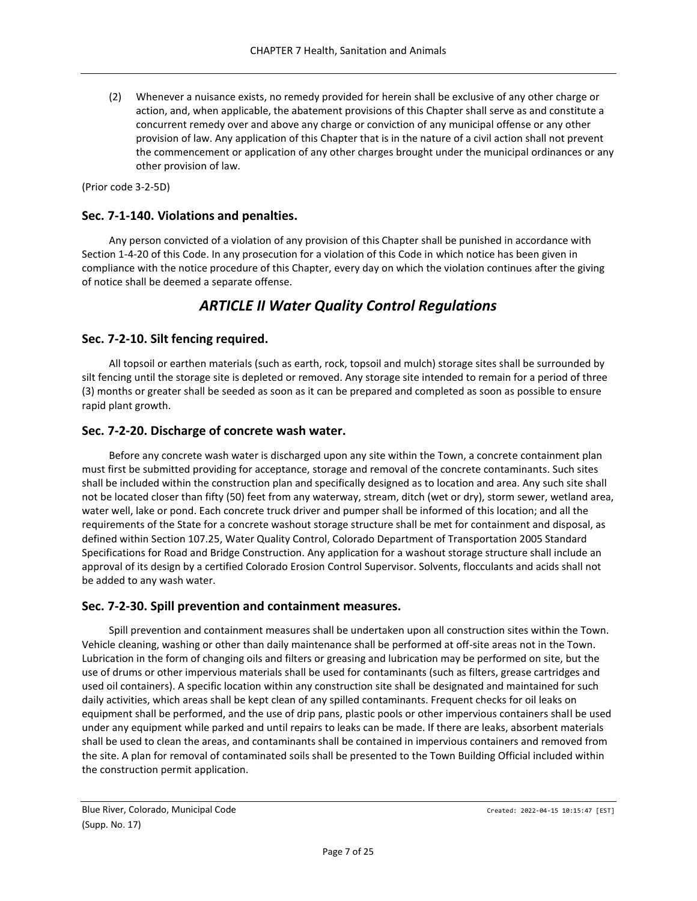(2) Whenever a nuisance exists, no remedy provided for herein shall be exclusive of any other charge or action, and, when applicable, the abatement provisions of this Chapter shall serve as and constitute a concurrent remedy over and above any charge or conviction of any municipal offense or any other provision of law. Any application of this Chapter that is in the nature of a civil action shall not prevent the commencement or application of any other charges brought under the municipal ordinances or any other provision of law.

(Prior code 3-2-5D)

### Sec. 7-1-140. Violations and penalties.

Any person convicted of a violation of any provision of this Chapter shall be punished in accordance with Section 1-4-20 of this Code. In any prosecution for a violation of this Code in which notice has been given in compliance with the notice procedure of this Chapter, every day on which the violation continues after the giving of notice shall be deemed a separate offense.

## *ARTICLE II Water Quality Control Regulations*

### Sec. 7-2-10. Silt fencing required.

All topsoil or earthen materials (such as earth, rock, topsoil and mulch) storage sites shall be surrounded by silt fencing until the storage site is depleted or removed. Any storage site intended to remain for a period of three (3) months or greater shall be seeded as soon as it can be prepared and completed as soon as possible to ensure rapid plant growth.

### Sec. 7-2-20. Discharge of concrete wash water.

Before any concrete wash water is discharged upon any site within the Town, a concrete containment plan must first be submitted providing for acceptance, storage and removal of the concrete contaminants. Such sites shall be included within the construction plan and specifically designed as to location and area. Any such site shall not be located closer than fifty (50) feet from any waterway, stream, ditch (wet or dry), storm sewer, wetland area, water well, lake or pond. Each concrete truck driver and pumper shall be informed of this location; and all the requirements of the State for a concrete washout storage structure shall be met for containment and disposal, as defined within Section 107.25, Water Quality Control, Colorado Department of Transportation 2005 Standard Specifications for Road and Bridge Construction. Any application for a washout storage structure shall include an approval of its design by a certified Colorado Erosion Control Supervisor. Solvents, flocculants and acids shall not be added to any wash water.

### Sec. 7-2-30. Spill prevention and containment measures.

Spill prevention and containment measures shall be undertaken upon all construction sites within the Town. Vehicle cleaning, washing or other than daily maintenance shall be performed at off-site areas not in the Town. Lubrication in the form of changing oils and filters or greasing and lubrication may be performed on site, but the use of drums or other impervious materials shall be used for contaminants (such as filters, grease cartridges and used oil containers). A specific location within any construction site shall be designated and maintained for such daily activities, which areas shall be kept clean of any spilled contaminants. Frequent checks for oil leaks on equipment shall be performed, and the use of drip pans, plastic pools or other impervious containers shall be used under any equipment while parked and until repairs to leaks can be made. If there are leaks, absorbent materials shall be used to clean the areas, and contaminants shall be contained in impervious containers and removed from the site. A plan for removal of contaminated soils shall be presented to the Town Building Official included within the construction permit application.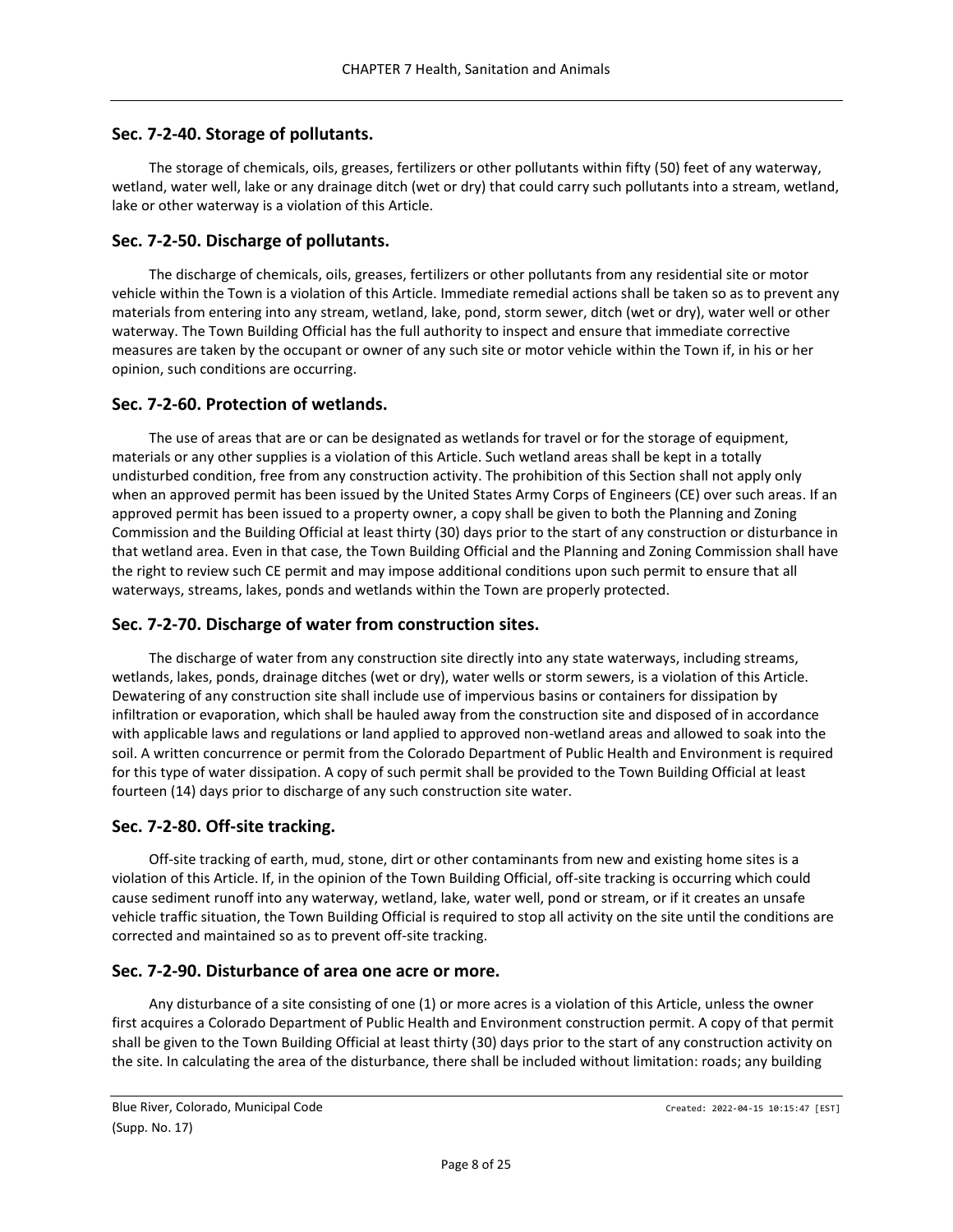## Sec. 7-2-40. Storage of pollutants.

The storage of chemicals, oils, greases, fertilizers or other pollutants within fifty (50) feet of any waterway, wetland, water well, lake or any drainage ditch (wet or dry) that could carry such pollutants into a stream, wetland, lake or other waterway is a violation of this Article.

## Sec. 7-2-50. Discharge of pollutants.

The discharge of chemicals, oils, greases, fertilizers or other pollutants from any residential site or motor vehicle within the Town is a violation of this Article. Immediate remedial actions shall be taken so as to prevent any materials from entering into any stream, wetland, lake, pond, storm sewer, ditch (wet or dry), water well or other waterway. The Town Building Official has the full authority to inspect and ensure that immediate corrective measures are taken by the occupant or owner of any such site or motor vehicle within the Town if, in his or her opinion, such conditions are occurring.

## Sec. 7-2-60. Protection of wetlands.

The use of areas that are or can be designated as wetlands for travel or for the storage of equipment, materials or any other supplies is a violation of this Article. Such wetland areas shall be kept in a totally undisturbed condition, free from any construction activity. The prohibition of this Section shall not apply only when an approved permit has been issued by the United States Army Corps of Engineers (CE) over such areas. If an approved permit has been issued to a property owner, a copy shall be given to both the Planning and Zoning Commission and the Building Official at least thirty (30) days prior to the start of any construction or disturbance in that wetland area. Even in that case, the Town Building Official and the Planning and Zoning Commission shall have the right to review such CE permit and may impose additional conditions upon such permit to ensure that all waterways, streams, lakes, ponds and wetlands within the Town are properly protected.

## Sec. 7-2-70. Discharge of water from construction sites.

The discharge of water from any construction site directly into any state waterways, including streams, wetlands, lakes, ponds, drainage ditches (wet or dry), water wells or storm sewers, is a violation of this Article. Dewatering of any construction site shall include use of impervious basins or containers for dissipation by infiltration or evaporation, which shall be hauled away from the construction site and disposed of in accordance with applicable laws and regulations or land applied to approved non-wetland areas and allowed to soak into the soil. A written concurrence or permit from the Colorado Department of Public Health and Environment is required for this type of water dissipation. A copy of such permit shall be provided to the Town Building Official at least fourteen (14) days prior to discharge of any such construction site water.

## Sec. 7-2-80. Off-site tracking.

Off-site tracking of earth, mud, stone, dirt or other contaminants from new and existing home sites is a violation of this Article. If, in the opinion of the Town Building Official, off-site tracking is occurring which could cause sediment runoff into any waterway, wetland, lake, water well, pond or stream, or if it creates an unsafe vehicle traffic situation, the Town Building Official is required to stop all activity on the site until the conditions are corrected and maintained so as to prevent off-site tracking.

## Sec. 7-2-90. Disturbance of area one acre or more.

Any disturbance of a site consisting of one (1) or more acres is a violation of this Article, unless the owner first acquires a Colorado Department of Public Health and Environment construction permit. A copy of that permit shall be given to the Town Building Official at least thirty (30) days prior to the start of any construction activity on the site. In calculating the area of the disturbance, there shall be included without limitation: roads; any building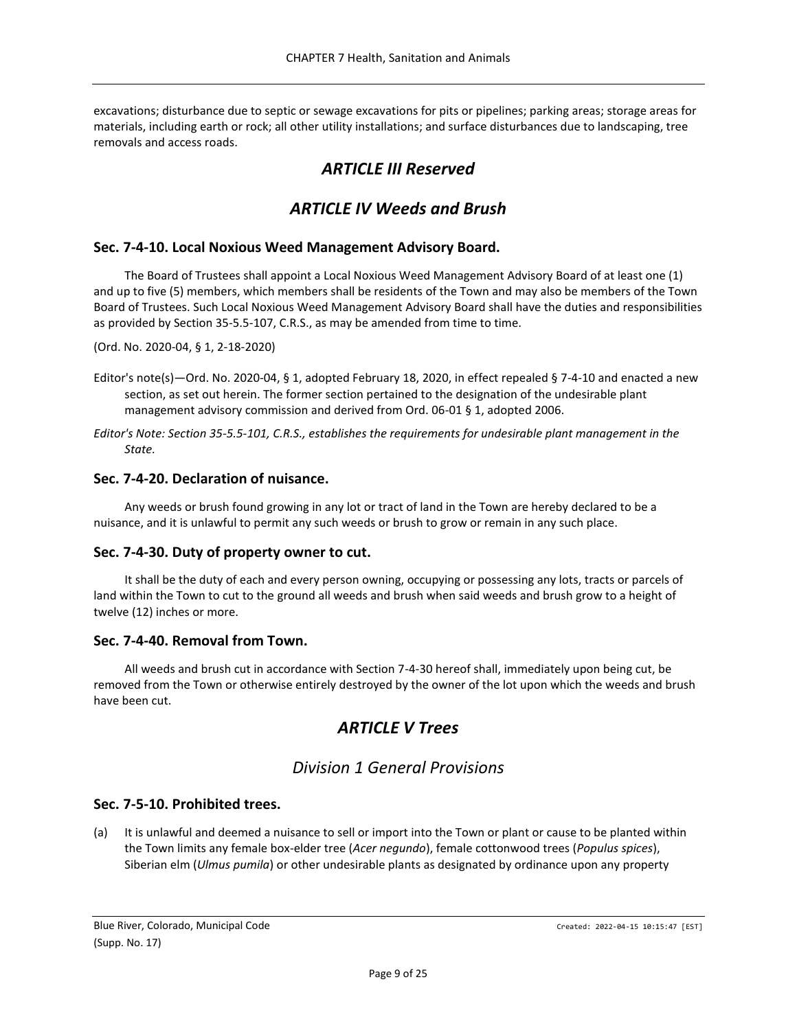excavations; disturbance due to septic or sewage excavations for pits or pipelines; parking areas; storage areas for materials, including earth or rock; all other utility installations; and surface disturbances due to landscaping, tree removals and access roads.

## *ARTICLE III Reserved*

## *ARTICLE IV Weeds and Brush*

### Sec. 7-4-10. Local Noxious Weed Management Advisory Board.

The Board of Trustees shall appoint a Local Noxious Weed Management Advisory Board of at least one (1) and up to five (5) members, which members shall be residents of the Town and may also be members of the Town Board of Trustees. Such Local Noxious Weed Management Advisory Board shall have the duties and responsibilities as provided by Section 35-5.5-107, C.R.S., as may be amended from time to time.

(Ord. No. 2020-04, § 1, 2-18-2020)

Editor's note(s)—Ord. No. 2020-04, § 1, adopted February 18, 2020, in effect repealed § 7-4-10 and enacted a new section, as set out herein. The former section pertained to the designation of the undesirable plant management advisory commission and derived from Ord. 06-01 § 1, adopted 2006.

*Editor's Note: Section 35-5.5-101, C.R.S., establishes the requirements for undesirable plant management in the State.*

### Sec. 7-4-20. Declaration of nuisance.

Any weeds or brush found growing in any lot or tract of land in the Town are hereby declared to be a nuisance, and it is unlawful to permit any such weeds or brush to grow or remain in any such place.

### Sec. 7-4-30. Duty of property owner to cut.

It shall be the duty of each and every person owning, occupying or possessing any lots, tracts or parcels of land within the Town to cut to the ground all weeds and brush when said weeds and brush grow to a height of twelve (12) inches or more.

### Sec. 7-4-40. Removal from Town.

All weeds and brush cut in accordance with Section 7-4-30 hereof shall, immediately upon being cut, be removed from the Town or otherwise entirely destroyed by the owner of the lot upon which the weeds and brush have been cut.

## *ARTICLE V Trees*

## *Division 1 General Provisions*

### Sec. 7-5-10. Prohibited trees.

(a) It is unlawful and deemed a nuisance to sell or import into the Town or plant or cause to be planted within the Town limits any female box-elder tree (*Acer negundo*), female cottonwood trees (*Populus spices*), Siberian elm (*Ulmus pumila*) or other undesirable plants as designated by ordinance upon any property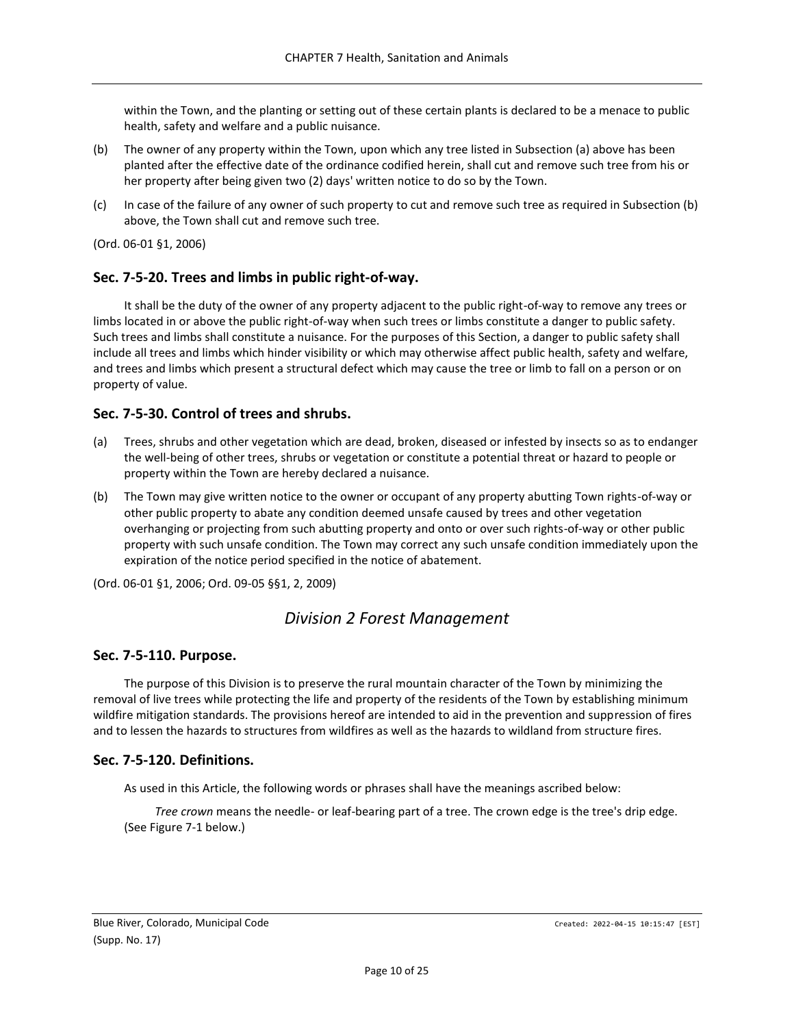within the Town, and the planting or setting out of these certain plants is declared to be a menace to public health, safety and welfare and a public nuisance.

(b) The owner of any property within the Town, upon which any tree listed in Subsection (a) above has been planted after the effective date of the ordinance codified herein, shall cut and remove such tree from his or her property after being given two (2) days' written notice to do so by the Town.

(c) In case of the failure of any owner of such property to cut and remove such tree as required in Subsection (b) above, the Town shall cut and remove such tree.

(Ord. 06-01 §1, 2006)

### Sec. 7-5-20. Trees and limbs in public right-of-way.

It shall be the duty of the owner of any property adjacent to the public right-of-way to remove any trees or limbs located in or above the public right-of-way when such trees or limbs constitute a danger to public safety. Such trees and limbs shall constitute a nuisance. For the purposes of this Section, a danger to public safety shall include all trees and limbs which hinder visibility or which may otherwise affect public health, safety and welfare, and trees and limbs which present a structural defect which may cause the tree or limb to fall on a person or on property of value.

### Sec. 7-5-30. Control of trees and shrubs.

(a) Trees, shrubs and other vegetation which are dead, broken, diseased or infested by insects so as to endanger the well-being of other trees, shrubs or vegetation or constitute a potential threat or hazard to people or property within the Town are hereby declared a nuisance.

(b) The Town may give written notice to the owner or occupant of any property abutting Town rights-of-way or other public property to abate any condition deemed unsafe caused by trees and other vegetation overhanging or projecting from such abutting property and onto or over such rights-of-way or other public property with such unsafe condition. The Town may correct any such unsafe condition immediately upon the expiration of the notice period specified in the notice of abatement.

(Ord. 06-01 §1, 2006; Ord. 09-05 §§1, 2, 2009)

## *Division 2 Forest Management*

### Sec. 7-5-110. Purpose.

The purpose of this Division is to preserve the rural mountain character of the Town by minimizing the removal of live trees while protecting the life and property of the residents of the Town by establishing minimum wildfire mitigation standards. The provisions hereof are intended to aid in the prevention and suppression of fires and to lessen the hazards to structures from wildfires as well as the hazards to wildland from structure fires.

### Sec. 7-5-120. Definitions.

As used in this Article, the following words or phrases shall have the meanings ascribed below:

*Tree crown* means the needle- or leaf-bearing part of a tree. The crown edge is the tree's drip edge. (See Figure 7-1 below.)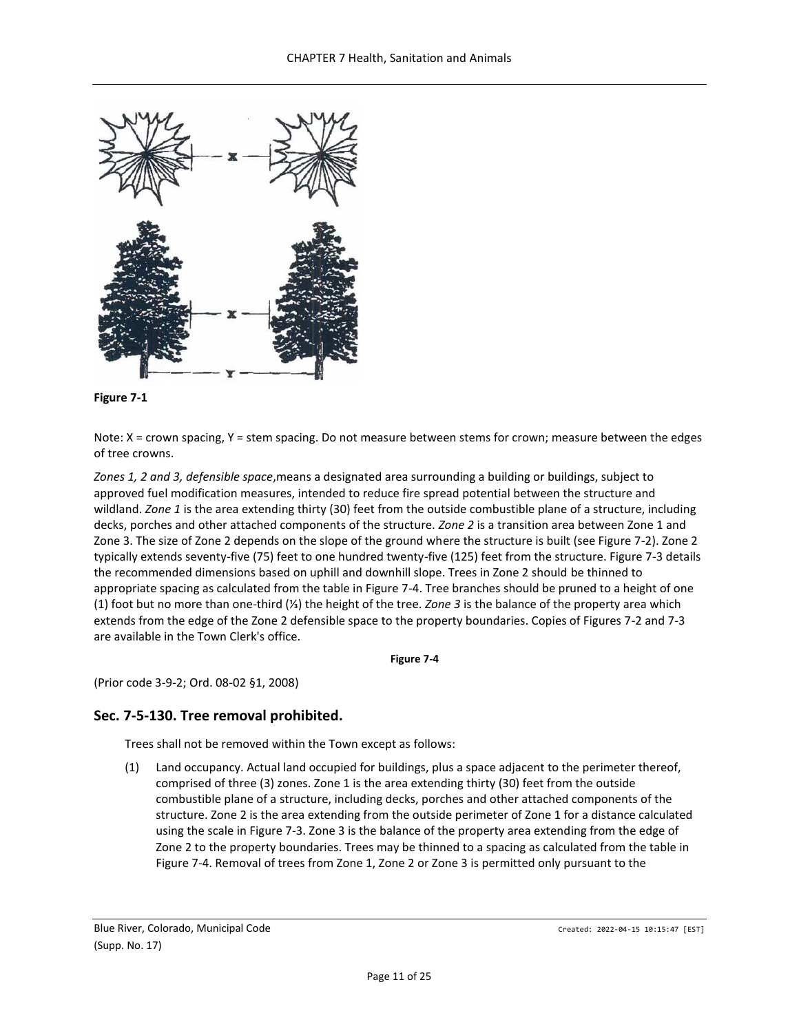**Figure 7-1**

Note: X = crown spacing, Y = stem spacing. Do not measure between stems for crown; measure between the edges of tree crowns.

*Zones 1, 2 and 3, defensible space*,means a designated area surrounding a building or buildings, subject to approved fuel modification measures, intended to reduce fire spread potential between the structure and wildland. *Zone 1* is the area extending thirty (30) feet from the outside combustible plane of a structure, including decks, porches and other attached components of the structure. *Zone 2* is a transition area between Zone 1 and Zone 3. The size of Zone 2 depends on the slope of the ground where the structure is built (see Figure 7-2). Zone 2 typically extends seventy-five (75) feet to one hundred twenty-five (125) feet from the structure. Figure 7-3 details the recommended dimensions based on uphill and downhill slope. Trees in Zone 2 should be thinned to appropriate spacing as calculated from the table in Figure 7-4. Tree branches should be pruned to a height of one (1) foot but no more than one-third (⅓) the height of the tree. *Zone 3* is the balance of the property area which extends from the edge of the Zone 2 defensible space to the property boundaries. Copies of Figures 7-2 and 7-3 are available in the Town Clerk's office.

**Figure 7-4**

(Prior code 3-9-2; Ord. 08-02 §1, 2008)

## Sec. 7-5-130. Tree removal prohibited.

Trees shall not be removed within the Town except as follows:

(1) Land occupancy. Actual land occupied for buildings, plus a space adjacent to the perimeter thereof, comprised of three (3) zones. Zone 1 is the area extending thirty (30) feet from the outside combustible plane of a structure, including decks, porches and other attached components of the structure. Zone 2 is the area extending from the outside perimeter of Zone 1 for a distance calculated using the scale in Figure 7-3. Zone 3 is the balance of the property area extending from the edge of Zone 2 to the property boundaries. Trees may be thinned to a spacing as calculated from the table in Figure 7-4. Removal of trees from Zone 1, Zone 2 or Zone 3 is permitted only pursuant to the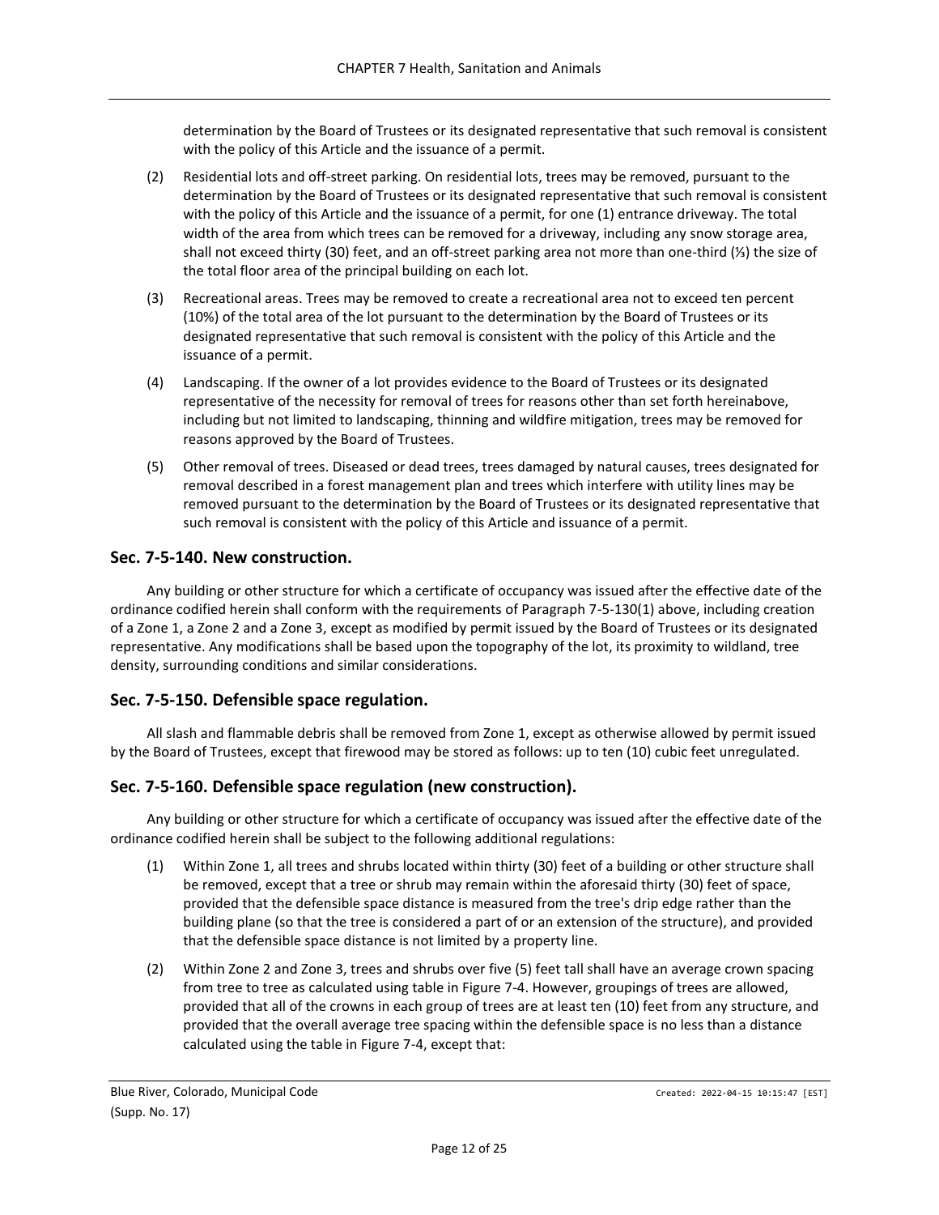determination by the Board of Trustees or its designated representative that such removal is consistent with the policy of this Article and the issuance of a permit.

(2) Residential lots and off-street parking. On residential lots, trees may be removed, pursuant to the determination by the Board of Trustees or its designated representative that such removal is consistent with the policy of this Article and the issuance of a permit, for one (1) entrance driveway. The total width of the area from which trees can be removed for a driveway, including any snow storage area, shall not exceed thirty (30) feet, and an off-street parking area not more than one-third (⅓) the size of the total floor area of the principal building on each lot.

(3) Recreational areas. Trees may be removed to create a recreational area not to exceed ten percent (10%) of the total area of the lot pursuant to the determination by the Board of Trustees or its designated representative that such removal is consistent with the policy of this Article and the issuance of a permit.

(4) Landscaping. If the owner of a lot provides evidence to the Board of Trustees or its designated representative of the necessity for removal of trees for reasons other than set forth hereinabove, including but not limited to landscaping, thinning and wildfire mitigation, trees may be removed for reasons approved by the Board of Trustees.

(5) Other removal of trees. Diseased or dead trees, trees damaged by natural causes, trees designated for removal described in a forest management plan and trees which interfere with utility lines may be removed pursuant to the determination by the Board of Trustees or its designated representative that such removal is consistent with the policy of this Article and issuance of a permit.

## Sec. 7-5-140. New construction.

Any building or other structure for which a certificate of occupancy was issued after the effective date of the ordinance codified herein shall conform with the requirements of Paragraph 7-5-130(1) above, including creation of a Zone 1, a Zone 2 and a Zone 3, except as modified by permit issued by the Board of Trustees or its designated representative. Any modifications shall be based upon the topography of the lot, its proximity to wildland, tree density, surrounding conditions and similar considerations.

## Sec. 7-5-150. Defensible space regulation.

All slash and flammable debris shall be removed from Zone 1, except as otherwise allowed by permit issued by the Board of Trustees, except that firewood may be stored as follows: up to ten (10) cubic feet unregulated.

## Sec. 7-5-160. Defensible space regulation (new construction).

Any building or other structure for which a certificate of occupancy was issued after the effective date of the ordinance codified herein shall be subject to the following additional regulations:

(1) Within Zone 1, all trees and shrubs located within thirty (30) feet of a building or other structure shall be removed, except that a tree or shrub may remain within the aforesaid thirty (30) feet of space, provided that the defensible space distance is measured from the tree's drip edge rather than the building plane (so that the tree is considered a part of or an extension of the structure), and provided that the defensible space distance is not limited by a property line.

(2) Within Zone 2 and Zone 3, trees and shrubs over five (5) feet tall shall have an average crown spacing from tree to tree as calculated using table in Figure 7-4. However, groupings of trees are allowed, provided that all of the crowns in each group of trees are at least ten (10) feet from any structure, and provided that the overall average tree spacing within the defensible space is no less than a distance calculated using the table in Figure 7-4, except that: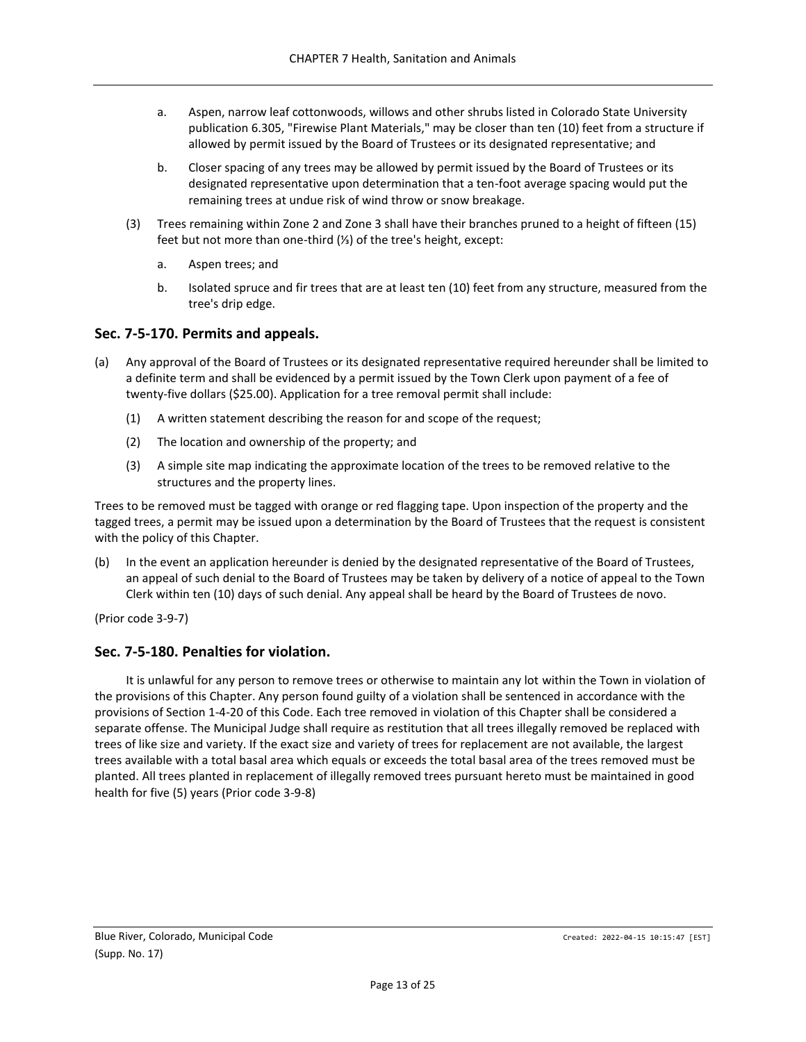a. Aspen, narrow leaf cottonwoods, willows and other shrubs listed in Colorado State University publication 6.305, "Firewise Plant Materials," may be closer than ten (10) feet from a structure if allowed by permit issued by the Board of Trustees or its designated representative; and

b. Closer spacing of any trees may be allowed by permit issued by the Board of Trustees or its designated representative upon determination that a ten-foot average spacing would put the remaining trees at undue risk of wind throw or snow breakage.

(3) Trees remaining within Zone 2 and Zone 3 shall have their branches pruned to a height of fifteen (15) feet but not more than one-third (⅓) of the tree's height, except:

a. Aspen trees; and

b. Isolated spruce and fir trees that are at least ten (10) feet from any structure, measured from the tree's drip edge.

## Sec. 7-5-170. Permits and appeals.

(a) Any approval of the Board of Trustees or its designated representative required hereunder shall be limited to a definite term and shall be evidenced by a permit issued by the Town Clerk upon payment of a fee of twenty-five dollars ($25.00). Application for a tree removal permit shall include:

(1) A written statement describing the reason for and scope of the request;

(2) The location and ownership of the property; and

(3) A simple site map indicating the approximate location of the trees to be removed relative to the structures and the property lines.

Trees to be removed must be tagged with orange or red flagging tape. Upon inspection of the property and the tagged trees, a permit may be issued upon a determination by the Board of Trustees that the request is consistent with the policy of this Chapter.

(b) In the event an application hereunder is denied by the designated representative of the Board of Trustees, an appeal of such denial to the Board of Trustees may be taken by delivery of a notice of appeal to the Town Clerk within ten (10) days of such denial. Any appeal shall be heard by the Board of Trustees de novo.

(Prior code 3-9-7)

## Sec. 7-5-180. Penalties for violation.

It is unlawful for any person to remove trees or otherwise to maintain any lot within the Town in violation of the provisions of this Chapter. Any person found guilty of a violation shall be sentenced in accordance with the provisions of Section 1-4-20 of this Code. Each tree removed in violation of this Chapter shall be considered a separate offense. The Municipal Judge shall require as restitution that all trees illegally removed be replaced with trees of like size and variety. If the exact size and variety of trees for replacement are not available, the largest trees available with a total basal area which equals or exceeds the total basal area of the trees removed must be planted. All trees planted in replacement of illegally removed trees pursuant hereto must be maintained in good health for five (5) years (Prior code 3-9-8)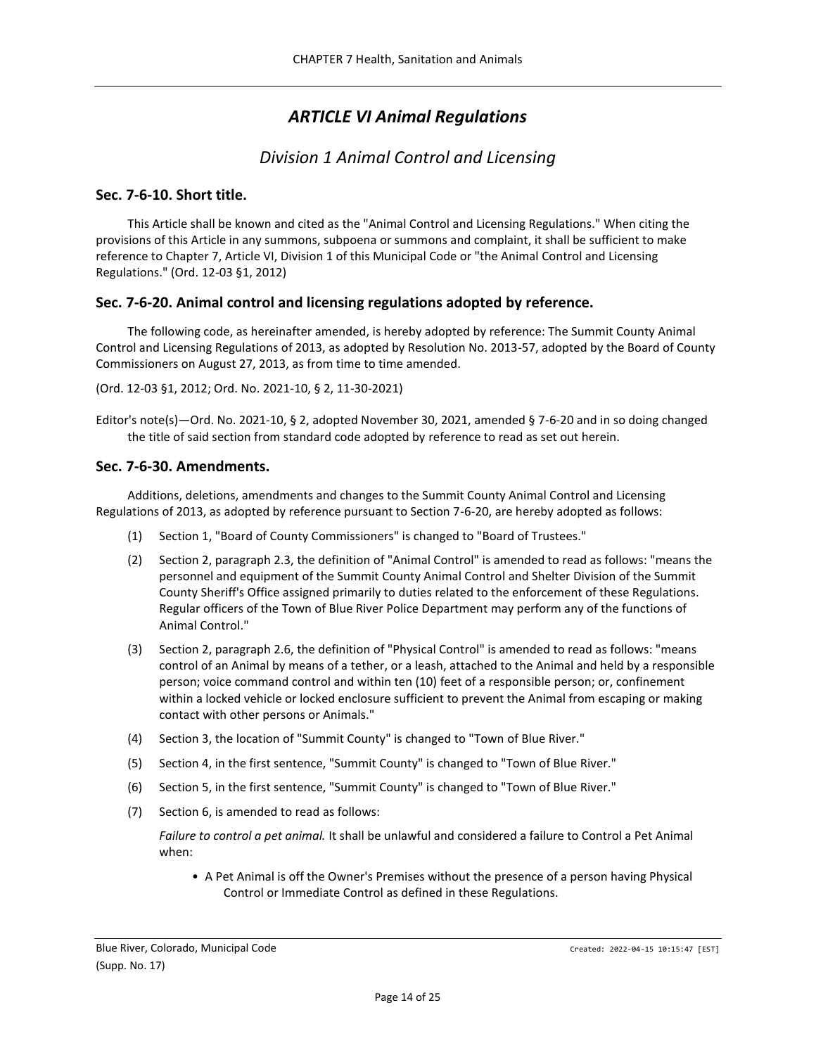# *ARTICLE VI Animal Regulations*

## *Division 1 Animal Control and Licensing*

### Sec. 7-6-10. Short title.

This Article shall be known and cited as the "Animal Control and Licensing Regulations." When citing the provisions of this Article in any summons, subpoena or summons and complaint, it shall be sufficient to make reference to Chapter 7, Article VI, Division 1 of this Municipal Code or "the Animal Control and Licensing Regulations." (Ord. 12-03 §1, 2012)

### Sec. 7-6-20. Animal control and licensing regulations adopted by reference.

The following code, as hereinafter amended, is hereby adopted by reference: The Summit County Animal Control and Licensing Regulations of 2013, as adopted by Resolution No. 2013-57, adopted by the Board of County Commissioners on August 27, 2013, as from time to time amended.

(Ord. 12-03 §1, 2012; Ord. No. 2021-10, § 2, 11-30-2021)

Editor's note(s)—Ord. No. 2021-10, § 2, adopted November 30, 2021, amended § 7-6-20 and in so doing changed the title of said section from standard code adopted by reference to read as set out herein.

### Sec. 7-6-30. Amendments.

Additions, deletions, amendments and changes to the Summit County Animal Control and Licensing Regulations of 2013, as adopted by reference pursuant to Section 7-6-20, are hereby adopted as follows:

(1) Section 1, "Board of County Commissioners" is changed to "Board of Trustees."

(2) Section 2, paragraph 2.3, the definition of "Animal Control" is amended to read as follows: "means the personnel and equipment of the Summit County Animal Control and Shelter Division of the Summit County Sheriff's Office assigned primarily to duties related to the enforcement of these Regulations. Regular officers of the Town of Blue River Police Department may perform any of the functions of Animal Control."

(3) Section 2, paragraph 2.6, the definition of "Physical Control" is amended to read as follows: "means control of an Animal by means of a tether, or a leash, attached to the Animal and held by a responsible person; voice command control and within ten (10) feet of a responsible person; or, confinement within a locked vehicle or locked enclosure sufficient to prevent the Animal from escaping or making contact with other persons or Animals."

(4) Section 3, the location of "Summit County" is changed to "Town of Blue River."

(5) Section 4, in the first sentence, "Summit County" is changed to "Town of Blue River."

(6) Section 5, in the first sentence, "Summit County" is changed to "Town of Blue River."

(7) Section 6, is amended to read as follows:

*Failure to control a pet animal.* It shall be unlawful and considered a failure to Control a Pet Animal when:

- A Pet Animal is off the Owner's Premises without the presence of a person having Physical Control or Immediate Control as defined in these Regulations.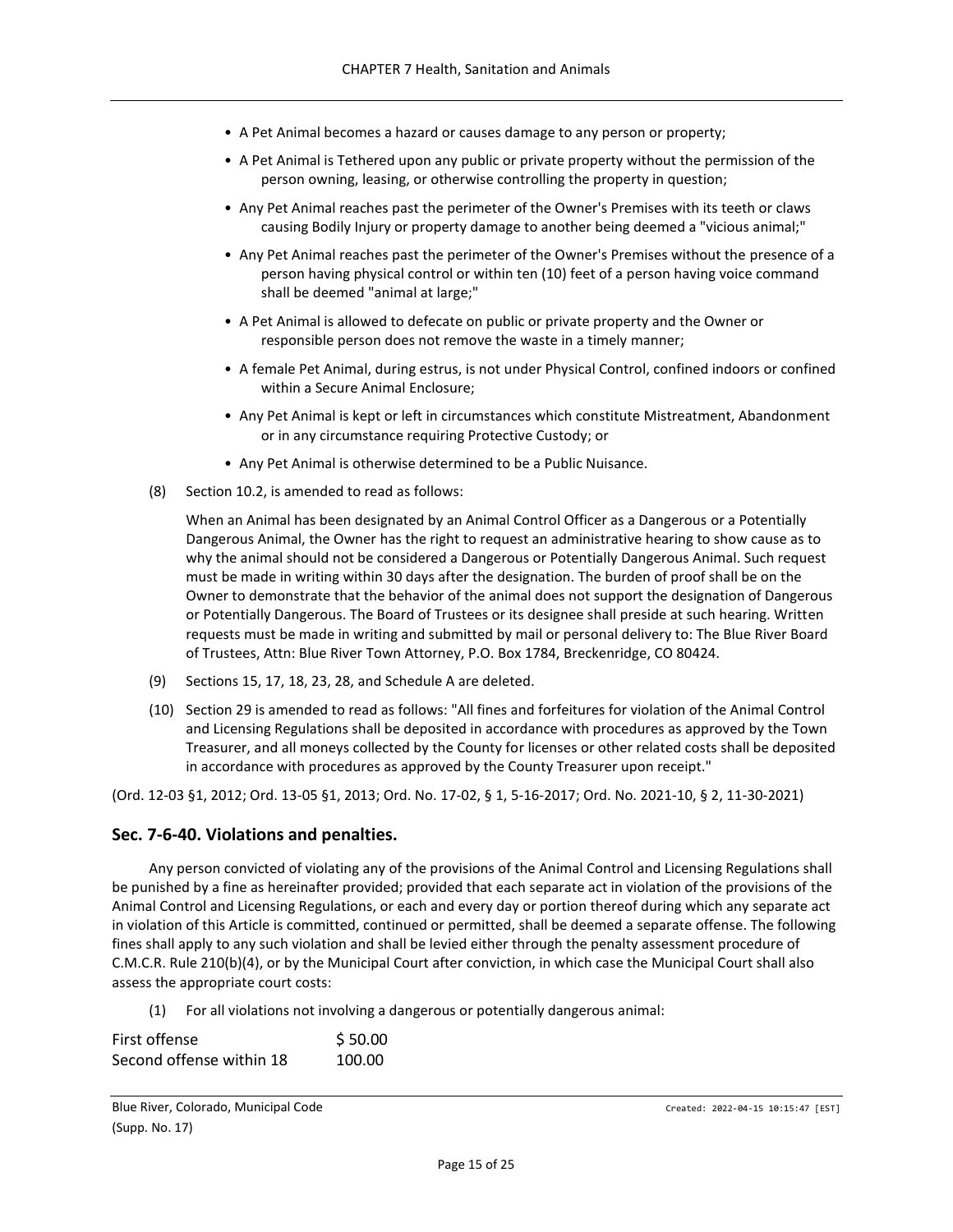- A Pet Animal becomes a hazard or causes damage to any person or property;
- A Pet Animal is Tethered upon any public or private property without the permission of the person owning, leasing, or otherwise controlling the property in question;
- Any Pet Animal reaches past the perimeter of the Owner's Premises with its teeth or claws causing Bodily Injury or property damage to another being deemed a "vicious animal;"
- Any Pet Animal reaches past the perimeter of the Owner's Premises without the presence of a person having physical control or within ten (10) feet of a person having voice command shall be deemed "animal at large;"
- A Pet Animal is allowed to defecate on public or private property and the Owner or responsible person does not remove the waste in a timely manner;
- A female Pet Animal, during estrus, is not under Physical Control, confined indoors or confined within a Secure Animal Enclosure;
- Any Pet Animal is kept or left in circumstances which constitute Mistreatment, Abandonment or in any circumstance requiring Protective Custody; or
- Any Pet Animal is otherwise determined to be a Public Nuisance.

(8) Section 10.2, is amended to read as follows:

When an Animal has been designated by an Animal Control Officer as a Dangerous or a Potentially Dangerous Animal, the Owner has the right to request an administrative hearing to show cause as to why the animal should not be considered a Dangerous or Potentially Dangerous Animal. Such request must be made in writing within 30 days after the designation. The burden of proof shall be on the Owner to demonstrate that the behavior of the animal does not support the designation of Dangerous or Potentially Dangerous. The Board of Trustees or its designee shall preside at such hearing. Written requests must be made in writing and submitted by mail or personal delivery to: The Blue River Board of Trustees, Attn: Blue River Town Attorney, P.O. Box 1784, Breckenridge, CO 80424.

(9) Sections 15, 17, 18, 23, 28, and Schedule A are deleted.

(10) Section 29 is amended to read as follows: "All fines and forfeitures for violation of the Animal Control and Licensing Regulations shall be deposited in accordance with procedures as approved by the Town Treasurer, and all moneys collected by the County for licenses or other related costs shall be deposited in accordance with procedures as approved by the County Treasurer upon receipt."

(Ord. 12-03 §1, 2012; Ord. 13-05 §1, 2013; Ord. No. 17-02, § 1, 5-16-2017; Ord. No. 2021-10, § 2, 11-30-2021)

## Sec. 7-6-40. Violations and penalties.

Any person convicted of violating any of the provisions of the Animal Control and Licensing Regulations shall be punished by a fine as hereinafter provided; provided that each separate act in violation of the provisions of the Animal Control and Licensing Regulations, or each and every day or portion thereof during which any separate act in violation of this Article is committed, continued or permitted, shall be deemed a separate offense. The following fines shall apply to any such violation and shall be levied either through the penalty assessment procedure of C.M.C.R. Rule 210(b)(4), or by the Municipal Court after conviction, in which case the Municipal Court shall also assess the appropriate court costs:

(1) For all violations not involving a dangerous or potentially dangerous animal:

| | |
|---|---|
| First offense | $ 50.00 |
| Second offense within 18 | 100.00 |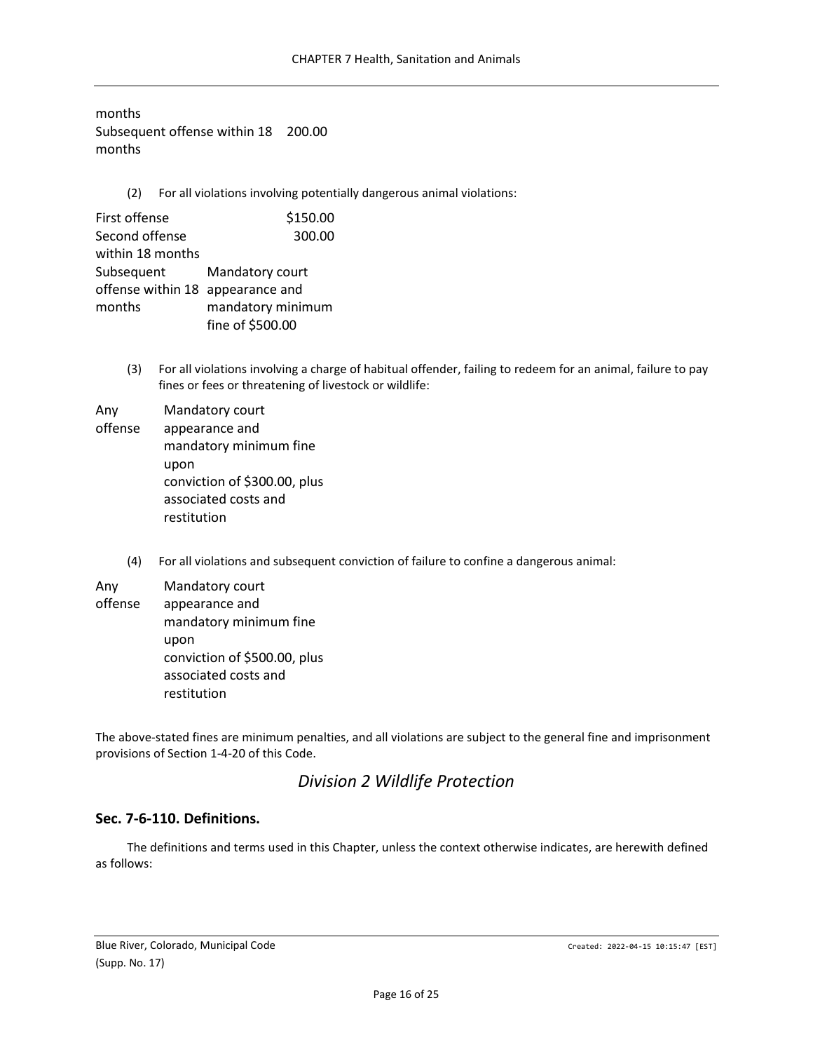| | |
|---|---|
| months | |
| Subsequent offense within 18 months | 200.00 |

(2) For all violations involving potentially dangerous animal violations:

| | |
|---|---|
| First offense | $150.00 |
| Second offense within 18 months | 300.00 |
| Subsequent offense within 18 months | Mandatory court appearance and mandatory minimum fine of $500.00 |

(3) For all violations involving a charge of habitual offender, failing to redeem for an animal, failure to pay fines or fees or threatening of livestock or wildlife:

| | |
|---|---|
| Any offense | Mandatory court appearance and mandatory minimum fine upon conviction of $300.00, plus associated costs and restitution |

(4) For all violations and subsequent conviction of failure to confine a dangerous animal:

| | |
|---|---|
| Any offense | Mandatory court appearance and mandatory minimum fine upon conviction of $500.00, plus associated costs and restitution |

The above-stated fines are minimum penalties, and all violations are subject to the general fine and imprisonment provisions of Section 1-4-20 of this Code.

## *Division 2 Wildlife Protection*

### Sec. 7-6-110. Definitions.

The definitions and terms used in this Chapter, unless the context otherwise indicates, are herewith defined as follows: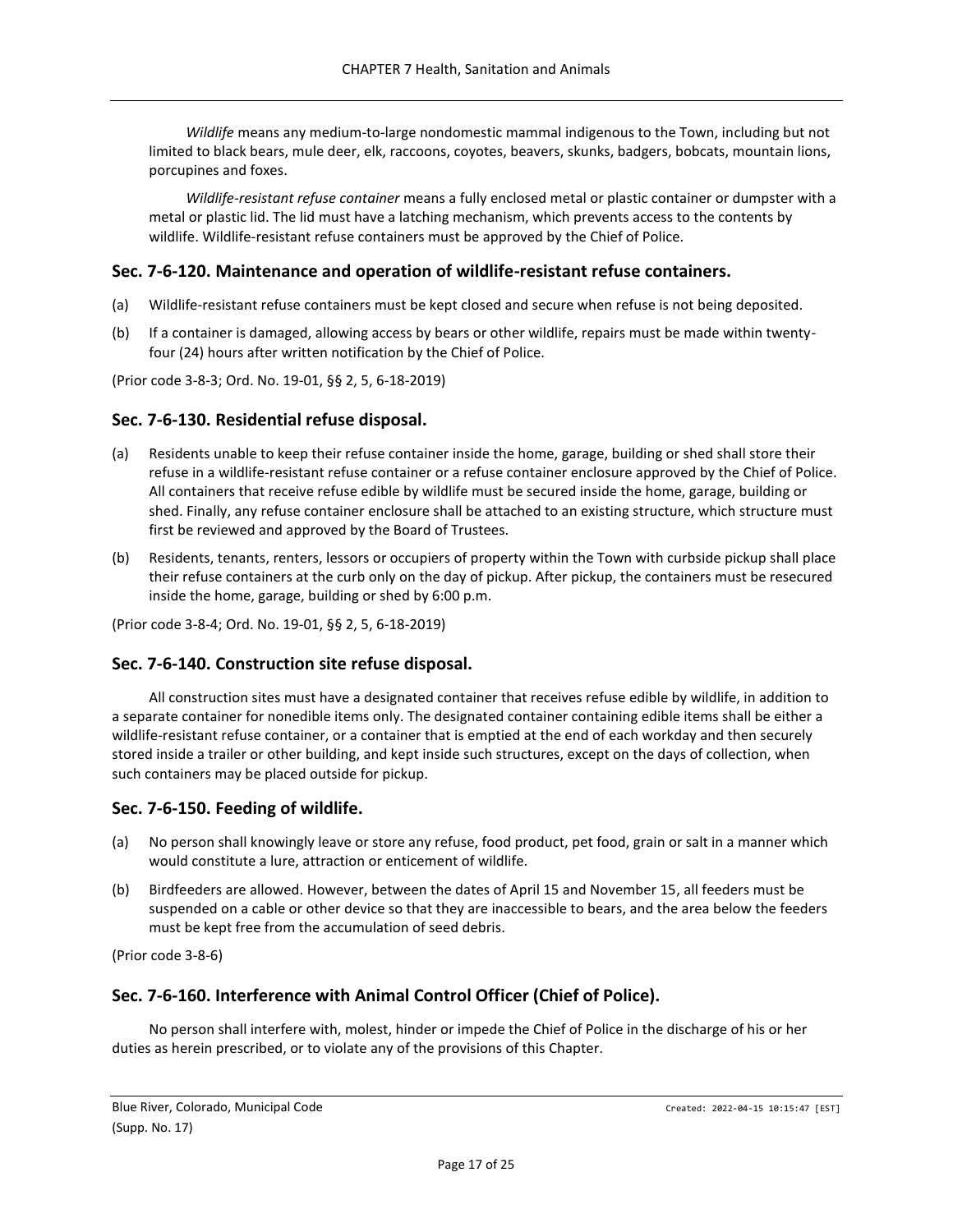*Wildlife* means any medium-to-large nondomestic mammal indigenous to the Town, including but not limited to black bears, mule deer, elk, raccoons, coyotes, beavers, skunks, badgers, bobcats, mountain lions, porcupines and foxes.

*Wildlife-resistant refuse container* means a fully enclosed metal or plastic container or dumpster with a metal or plastic lid. The lid must have a latching mechanism, which prevents access to the contents by wildlife. Wildlife-resistant refuse containers must be approved by the Chief of Police.

## Sec. 7-6-120. Maintenance and operation of wildlife-resistant refuse containers.

(a) Wildlife-resistant refuse containers must be kept closed and secure when refuse is not being deposited.

(b) If a container is damaged, allowing access by bears or other wildlife, repairs must be made within twenty-four (24) hours after written notification by the Chief of Police.

(Prior code 3-8-3; Ord. No. 19-01, §§ 2, 5, 6-18-2019)

## Sec. 7-6-130. Residential refuse disposal.

(a) Residents unable to keep their refuse container inside the home, garage, building or shed shall store their refuse in a wildlife-resistant refuse container or a refuse container enclosure approved by the Chief of Police. All containers that receive refuse edible by wildlife must be secured inside the home, garage, building or shed. Finally, any refuse container enclosure shall be attached to an existing structure, which structure must first be reviewed and approved by the Board of Trustees.

(b) Residents, tenants, renters, lessors or occupiers of property within the Town with curbside pickup shall place their refuse containers at the curb only on the day of pickup. After pickup, the containers must be resecured inside the home, garage, building or shed by 6:00 p.m.

(Prior code 3-8-4; Ord. No. 19-01, §§ 2, 5, 6-18-2019)

## Sec. 7-6-140. Construction site refuse disposal.

All construction sites must have a designated container that receives refuse edible by wildlife, in addition to a separate container for nonedible items only. The designated container containing edible items shall be either a wildlife-resistant refuse container, or a container that is emptied at the end of each workday and then securely stored inside a trailer or other building, and kept inside such structures, except on the days of collection, when such containers may be placed outside for pickup.

## Sec. 7-6-150. Feeding of wildlife.

(a) No person shall knowingly leave or store any refuse, food product, pet food, grain or salt in a manner which would constitute a lure, attraction or enticement of wildlife.

(b) Birdfeeders are allowed. However, between the dates of April 15 and November 15, all feeders must be suspended on a cable or other device so that they are inaccessible to bears, and the area below the feeders must be kept free from the accumulation of seed debris.

(Prior code 3-8-6)

## Sec. 7-6-160. Interference with Animal Control Officer (Chief of Police).

No person shall interfere with, molest, hinder or impede the Chief of Police in the discharge of his or her duties as herein prescribed, or to violate any of the provisions of this Chapter.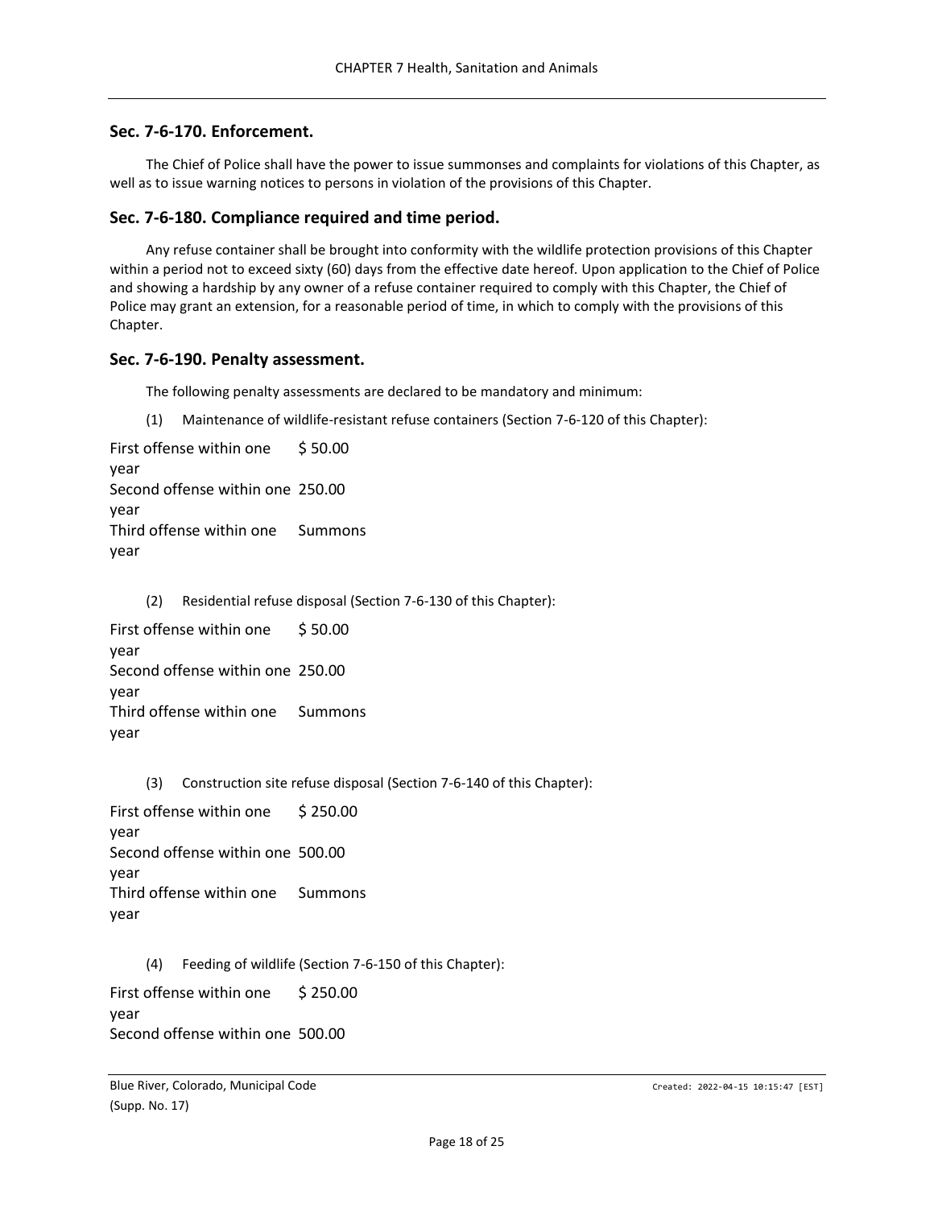## Sec. 7-6-170. Enforcement.

The Chief of Police shall have the power to issue summonses and complaints for violations of this Chapter, as well as to issue warning notices to persons in violation of the provisions of this Chapter.

## Sec. 7-6-180. Compliance required and time period.

Any refuse container shall be brought into conformity with the wildlife protection provisions of this Chapter within a period not to exceed sixty (60) days from the effective date hereof. Upon application to the Chief of Police and showing a hardship by any owner of a refuse container required to comply with this Chapter, the Chief of Police may grant an extension, for a reasonable period of time, in which to comply with the provisions of this Chapter.

## Sec. 7-6-190. Penalty assessment.

The following penalty assessments are declared to be mandatory and minimum:

(1) Maintenance of wildlife-resistant refuse containers (Section 7-6-120 of this Chapter):

| | |
|---|---|
| First offense within one year | $ 50.00 |
| Second offense within one year | 250.00 |
| Third offense within one year | Summons |

(2) Residential refuse disposal (Section 7-6-130 of this Chapter):

| | |
|---|---|
| First offense within one year | $ 50.00 |
| Second offense within one year | 250.00 |
| Third offense within one year | Summons |

(3) Construction site refuse disposal (Section 7-6-140 of this Chapter):

| | |
|---|---|
| First offense within one year | $ 250.00 |
| Second offense within one year | 500.00 |
| Third offense within one year | Summons |

(4) Feeding of wildlife (Section 7-6-150 of this Chapter):

| | |
|---|---|
| First offense within one year | $ 250.00 |
| Second offense within one | 500.00 |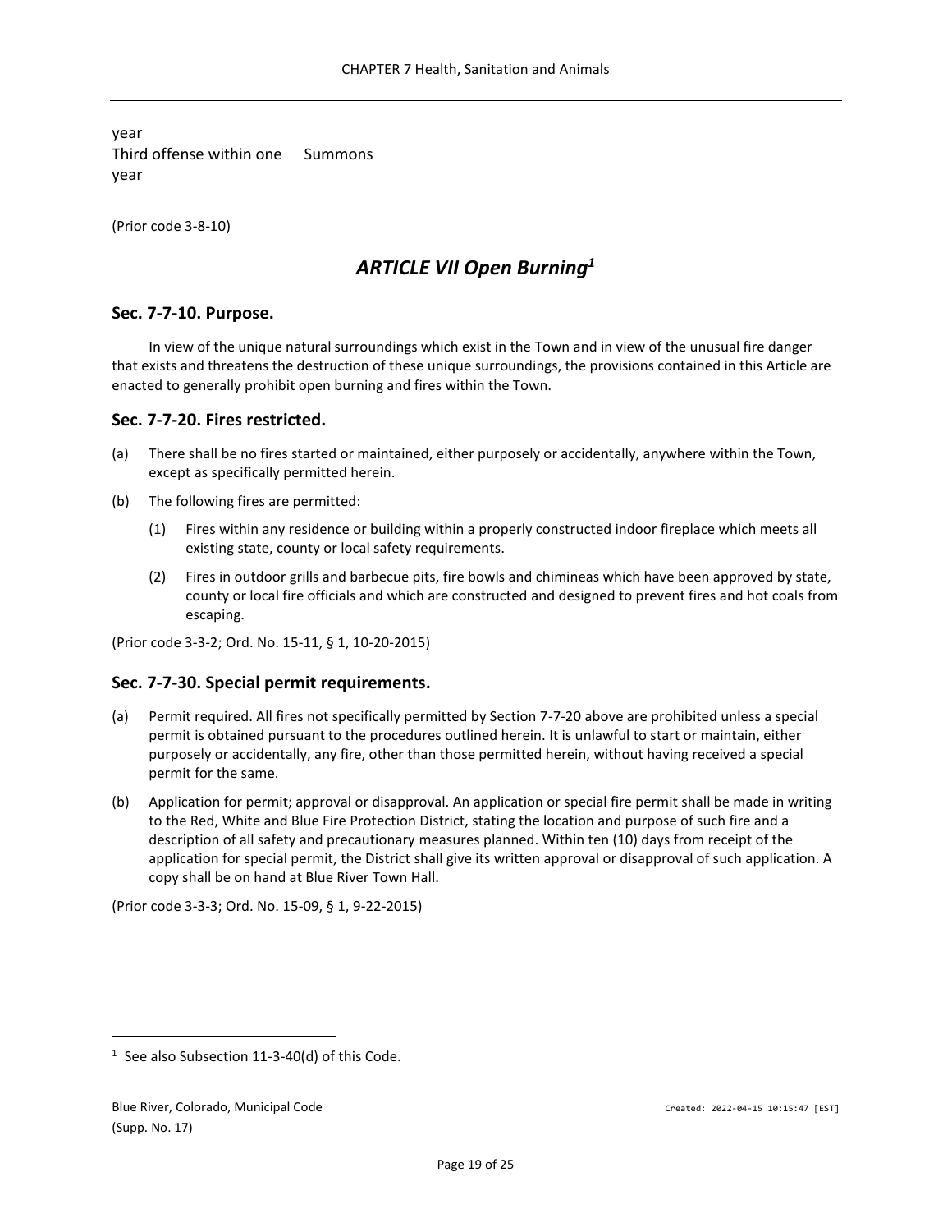| year | |
| --- | --- |
| Third offense within one year | Summons |

(Prior code 3-8-10)

## *ARTICLE VII Open Burning*[1]

### Sec. 7-7-10. Purpose.

In view of the unique natural surroundings which exist in the Town and in view of the unusual fire danger that exists and threatens the destruction of these unique surroundings, the provisions contained in this Article are enacted to generally prohibit open burning and fires within the Town.

### Sec. 7-7-20. Fires restricted.

(a) There shall be no fires started or maintained, either purposely or accidentally, anywhere within the Town, except as specifically permitted herein.

(b) The following fires are permitted:

(1) Fires within any residence or building within a properly constructed indoor fireplace which meets all existing state, county or local safety requirements.

(2) Fires in outdoor grills and barbecue pits, fire bowls and chimineas which have been approved by state, county or local fire officials and which are constructed and designed to prevent fires and hot coals from escaping.

(Prior code 3-3-2; Ord. No. 15-11, § 1, 10-20-2015)

### Sec. 7-7-30. Special permit requirements.

(a) Permit required. All fires not specifically permitted by Section 7-7-20 above are prohibited unless a special permit is obtained pursuant to the procedures outlined herein. It is unlawful to start or maintain, either purposely or accidentally, any fire, other than those permitted herein, without having received a special permit for the same.

(b) Application for permit; approval or disapproval. An application or special fire permit shall be made in writing to the Red, White and Blue Fire Protection District, stating the location and purpose of such fire and a description of all safety and precautionary measures planned. Within ten (10) days from receipt of the application for special permit, the District shall give its written approval or disapproval of such application. A copy shall be on hand at Blue River Town Hall.

(Prior code 3-3-3; Ord. No. 15-09, § 1, 9-22-2015)

---

[1] See also Subsection 11-3-40(d) of this Code.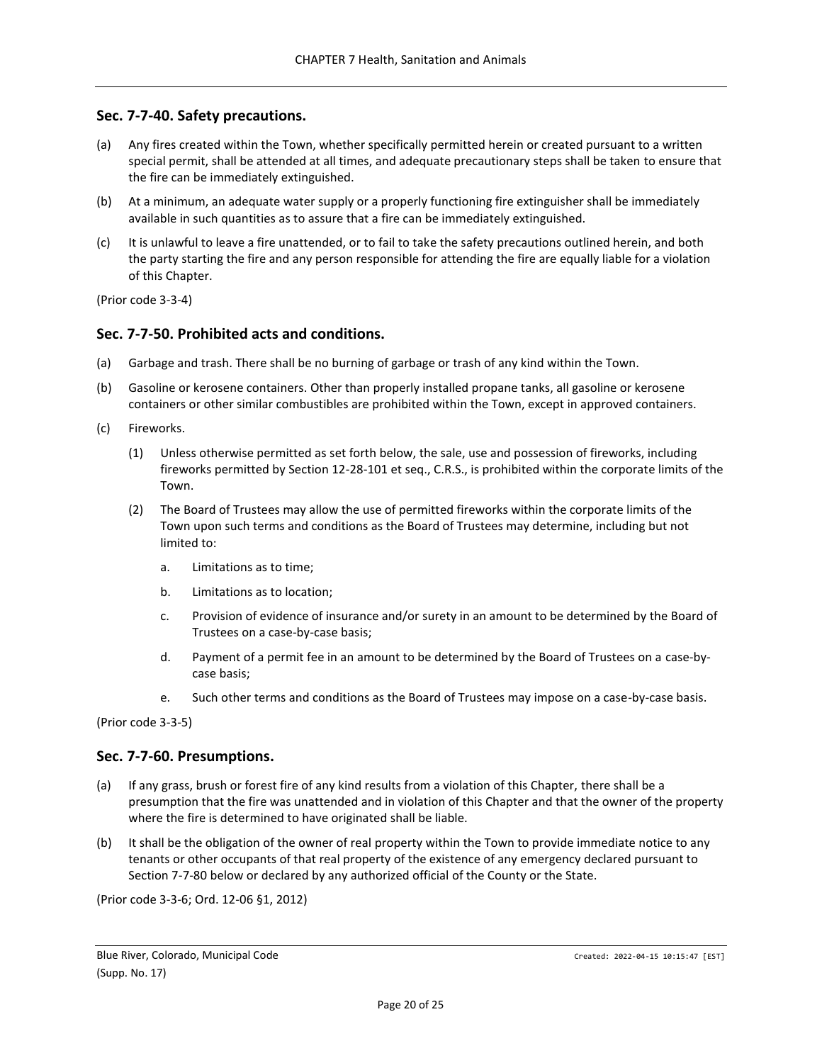## Sec. 7-7-40. Safety precautions.

(a) Any fires created within the Town, whether specifically permitted herein or created pursuant to a written special permit, shall be attended at all times, and adequate precautionary steps shall be taken to ensure that the fire can be immediately extinguished.

(b) At a minimum, an adequate water supply or a properly functioning fire extinguisher shall be immediately available in such quantities as to assure that a fire can be immediately extinguished.

(c) It is unlawful to leave a fire unattended, or to fail to take the safety precautions outlined herein, and both the party starting the fire and any person responsible for attending the fire are equally liable for a violation of this Chapter.

(Prior code 3-3-4)

## Sec. 7-7-50. Prohibited acts and conditions.

(a) Garbage and trash. There shall no burning of garbage or trash of any kind within the Town.

(b) Gasoline or kerosene containers. Other than properly installed propane tanks, all gasoline or kerosene containers or other similar combustibles are prohibited within the Town, except in approved containers.

(c) Fireworks.

(1) Unless otherwise permitted as set forth below, the sale, use and possession of fireworks, including fireworks permitted by Section 12-28-101 et seq., C.R.S., is prohibited within the corporate limits of the Town.

(2) The Board of Trustees may allow the use of permitted fireworks within the corporate limits of the Town upon such terms and conditions as the Board of Trustees may determine, including but not limited to:

a. Limitations as to time;

b. Limitations as to location;

c. Provision of evidence of insurance and/or surety in an amount to be determined by the Board of Trustees on a case-by-case basis;

d. Payment of a permit fee in an amount to be determined by the Board of Trustees on a case-by-case basis;

e. Such other terms and conditions as the Board of Trustees may impose on a case-by-case basis.

(Prior code 3-3-5)

## Sec. 7-7-60. Presumptions.

(a) If any grass, brush or forest fire of any kind results from a violation of this Chapter, there shall be a presumption that the fire was unattended and in violation of this Chapter and that the owner of the property where the fire is determined to have originated shall be liable.

(b) It shall be the obligation of the owner of real property within the Town to provide immediate notice to any tenants or other occupants of that real property of the existence of any emergency declared pursuant to Section 7-7-80 below or declared by any authorized official of the County or the State.

(Prior code 3-3-6; Ord. 12-06 §1, 2012)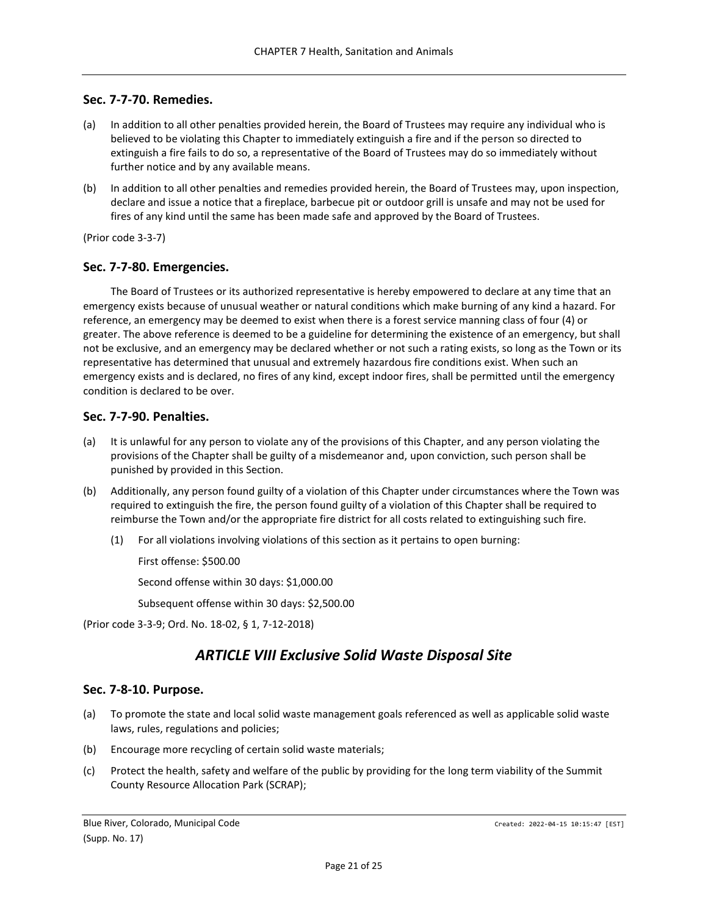### Sec. 7-7-70. Remedies.

(a) In addition to all other penalties provided herein, the Board of Trustees may require any individual who is believed to be violating this Chapter to immediately extinguish a fire and if the person so directed to extinguish a fire fails to do so, a representative of the Board of Trustees may do so immediately without further notice and by any available means.

(b) In addition to all other penalties and remedies provided herein, the Board of Trustees may, upon inspection, declare and issue a notice that a fireplace, barbecue pit or outdoor grill is unsafe and may not be used for fires of any kind until the same has been made safe and approved by the Board of Trustees.

(Prior code 3-3-7)

### Sec. 7-7-80. Emergencies.

The Board of Trustees or its authorized representative is hereby empowered to declare at any time that an emergency exists because of unusual weather or natural conditions which make burning of any kind a hazard. For reference, an emergency may be deemed to exist when there is a forest service manning class of four (4) or greater. The above reference is deemed to be a guideline for determining the existence of an emergency, but shall not be exclusive, and an emergency may be declared whether or not such a rating exists, so long as the Town or its representative has determined that unusual and extremely hazardous fire conditions exist. When such an emergency exists and is declared, no fires of any kind, except indoor fires, shall be permitted until the emergency condition is declared to be over.

### Sec. 7-7-90. Penalties.

(a) It is unlawful for any person to violate any of the provisions of this Chapter, and any person violating the provisions of the Chapter shall be guilty of a misdemeanor and, upon conviction, such person shall be punished by provided in this Section.

(b) Additionally, any person found guilty of a violation of this Chapter under circumstances where the Town was required to extinguish the fire, the person found guilty of a violation of this Chapter shall be required to reimburse the Town and/or the appropriate fire district for all costs related to extinguishing such fire.

   (1) For all violations involving violations of this section as it pertains to open burning:

   First offense: $500.00

   Second offense within 30 days: $1,000.00

   Subsequent offense within 30 days: $2,500.00

(Prior code 3-3-9; Ord. No. 18-02, § 1, 7-12-2018)

## *ARTICLE VIII Exclusive Solid Waste Disposal Site*

### Sec. 7-8-10. Purpose.

(a) To promote the state and local solid waste management goals referenced as well as applicable solid waste laws, rules, regulations and policies;

(b) Encourage more recycling of certain solid waste materials;

(c) Protect the health, safety and welfare of the public by providing for the long term viability of the Summit County Resource Allocation Park (SCRAP);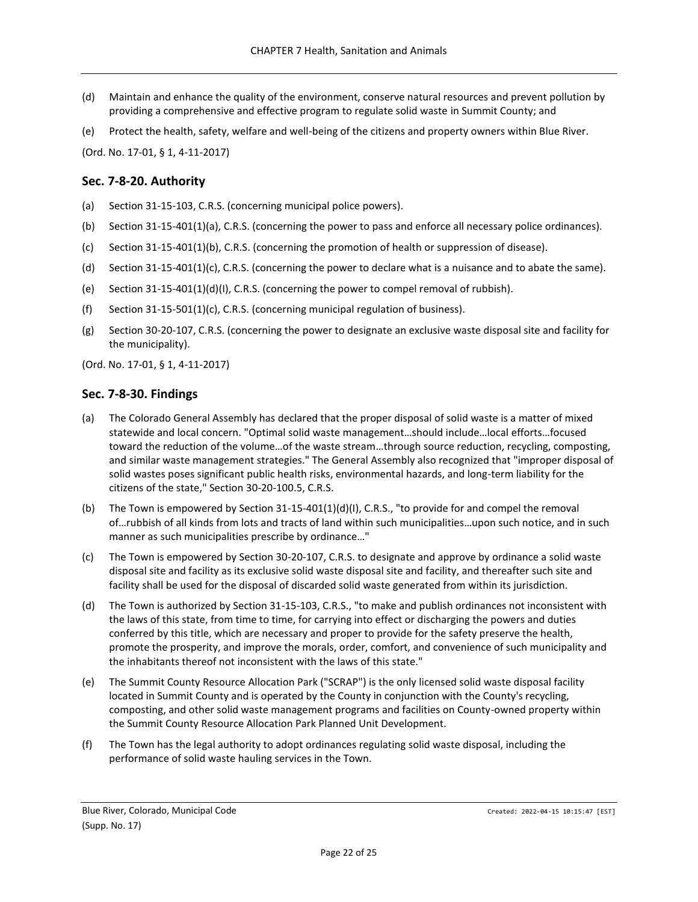(d) Maintain and enhance the quality of the environment, conserve natural resources and prevent pollution by providing a comprehensive and effective program to regulate solid waste in Summit County; and

(e) Protect the health, safety, welfare and well-being of the citizens and property owners within Blue River.

(Ord. No. 17-01, § 1, 4-11-2017)

## Sec. 7-8-20. Authority

(a) Section 31-15-103, C.R.S. (concerning municipal police powers).

(b) Section 31-15-401(1)(a), C.R.S. (concerning the power to pass and enforce all necessary police ordinances).

(c) Section 31-15-401(1)(b), C.R.S. (concerning the promotion of health or suppression of disease).

(d) Section 31-15-401(1)(c), C.R.S. (concerning the power to declare what is a nuisance and to abate the same).

(e) Section 31-15-401(1)(d)(I), C.R.S. (concerning the power to compel removal of rubbish).

(f) Section 31-15-501(1)(c), C.R.S. (concerning municipal regulation of business).

(g) Section 30-20-107, C.R.S. (concerning the power to designate an exclusive waste disposal site and facility for the municipality).

(Ord. No. 17-01, § 1, 4-11-2017)

## Sec. 7-8-30. Findings

(a) The Colorado General Assembly has declared that the proper disposal of solid waste is a matter of mixed statewide and local concern. "Optimal solid waste management…should include…local efforts…focused toward the reduction of the volume…of the waste stream…through source reduction, recycling, composting, and similar waste management strategies." The General Assembly also recognized that "improper disposal of solid wastes poses significant public health risks, environmental hazards, and long-term liability for the citizens of the state," Section 30-20-100.5, C.R.S.

(b) The Town is empowered by Section 31-15-401(1)(d)(I), C.R.S., "to provide for and compel the removal of…rubbish of all kinds from lots and tracts of land within such municipalities…upon such notice, and in such manner as such municipalities prescribe by ordinance…"

(c) The Town is empowered by Section 30-20-107, C.R.S. to designate and approve by ordinance a solid waste disposal site and facility as its exclusive solid waste disposal site and facility, and thereafter such site and facility shall be used for the disposal of discarded solid waste generated from within its jurisdiction.

(d) The Town is authorized by Section 31-15-103, C.R.S., "to make and publish ordinances not inconsistent with the laws of this state, from time to time, for carrying into effect or discharging the powers and duties conferred by this title, which are necessary and proper to provide for the safety preserve the health, promote the prosperity, and improve the morals, order, comfort, and convenience of such municipality and the inhabitants thereof not inconsistent with the laws of this state."

(e) The Summit County Resource Allocation Park ("SCRAP") is the only licensed solid waste disposal facility located in Summit County and is operated by the County in conjunction with the County's recycling, composting, and other solid waste management programs and facilities on County-owned property within the Summit County Resource Allocation Park Planned Unit Development.

(f) The Town has the legal authority to adopt ordinances regulating solid waste disposal, including the performance of solid waste hauling services in the Town.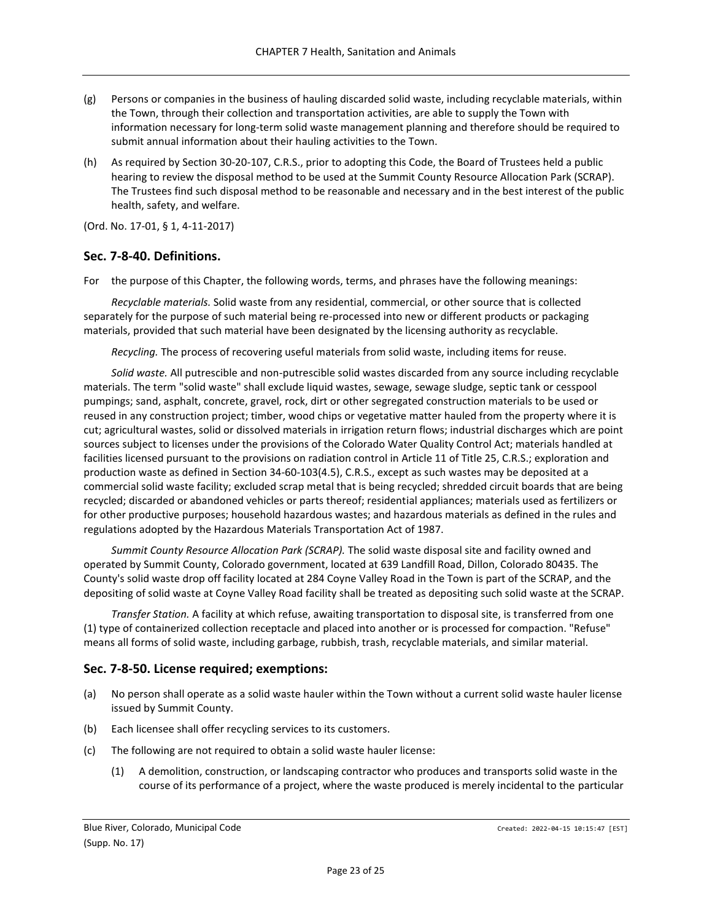(g) Persons or companies in the business of hauling discarded solid waste, including recyclable materials, within the Town, through their collection and transportation activities, are able to supply the Town with information necessary for long-term solid waste management planning and therefore should be required to submit annual information about their hauling activities to the Town.

(h) As required by Section 30-20-107, C.R.S., prior to adopting this Code, the Board of Trustees held a public hearing to review the disposal method to be used at the Summit County Resource Allocation Park (SCRAP). The Trustees find such disposal method to be reasonable and necessary and in the best interest of the public health, safety, and welfare.

(Ord. No. 17-01, § 1, 4-11-2017)

## Sec. 7-8-40. Definitions.

For the purpose of this Chapter, the following words, terms, and phrases have the following meanings:

*Recyclable materials.* Solid waste from any residential, commercial, or other source that is collected separately for the purpose of such material being re-processed into new or different products or packaging materials, provided that such material have been designated by the licensing authority as recyclable.

*Recycling.* The process of recovering useful materials from solid waste, including items for reuse.

*Solid waste.* All putrescible and non-putrescible solid wastes discarded from any source including recyclable materials. The term "solid waste" shall exclude liquid wastes, sewage, sewage sludge, septic tank or cesspool pumpings; sand, asphalt, concrete, gravel, rock, dirt or other segregated construction materials to be used or reused in any construction project; timber, wood chips or vegetative matter hauled from the property where it is cut; agricultural wastes, solid or dissolved materials in irrigation return flows; industrial discharges which are point sources subject to licenses under the provisions of the Colorado Water Quality Control Act; materials handled at facilities licensed pursuant to the provisions on radiation control in Article 11 of Title 25, C.R.S.; exploration and production waste as defined in Section 34-60-103(4.5), C.R.S., except as such wastes may be deposited at a commercial solid waste facility; excluded scrap metal that is being recycled; shredded circuit boards that are being recycled; discarded or abandoned vehicles or parts thereof; residential appliances; materials used as fertilizers or for other productive purposes; household hazardous wastes; and hazardous materials as defined in the rules and regulations adopted by the Hazardous Materials Transportation Act of 1987.

*Summit County Resource Allocation Park (SCRAP).* The solid waste disposal site and facility owned and operated by Summit County, Colorado government, located at 639 Landfill Road, Dillon, Colorado 80435. The County's solid waste drop off facility located at 284 Coyne Valley Road in the Town is part of the SCRAP, and the depositing of solid waste at Coyne Valley Road facility shall be treated as depositing such solid waste at the SCRAP.

*Transfer Station.* A facility at which refuse, awaiting transportation to disposal site, is transferred from one (1) type of containerized collection receptacle and placed into another or is processed for compaction. "Refuse" means all forms of solid waste, including garbage, rubbish, trash, recyclable materials, and similar material.

## Sec. 7-8-50. License required; exemptions:

(a) No person shall operate as a solid waste hauler within the Town without a current solid waste hauler license issued by Summit County.

(b) Each licensee shall offer recycling services to its customers.

(c) The following are not required to obtain a solid waste hauler license:

   (1) A demolition, construction, or landscaping contractor who produces and transports solid waste in the course of its performance of a project, where the waste produced is merely incidental to the particular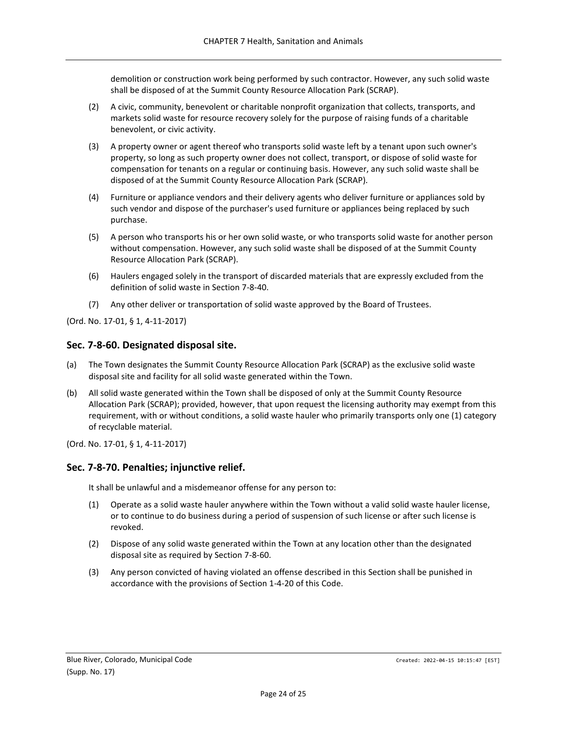demolition or construction work being performed by such contractor. However, any such solid waste shall be disposed of at the Summit County Resource Allocation Park (SCRAP).

(2) A civic, community, benevolent or charitable nonprofit organization that collects, transports, and markets solid waste for resource recovery solely for the purpose of raising funds of a charitable benevolent, or civic activity.

(3) A property owner or agent thereof who transports solid waste left by a tenant upon such owner's property, so long as such property owner does not collect, transport, or dispose of solid waste for compensation for tenants on a regular or continuing basis. However, any such solid waste shall be disposed of at the Summit County Resource Allocation Park (SCRAP).

(4) Furniture or appliance vendors and their delivery agents who deliver furniture or appliances sold by such vendor and dispose of the purchaser's used furniture or appliances being replaced by such purchase.

(5) A person who transports his or her own solid waste, or who transports solid waste for another person without compensation. However, any such solid waste shall be disposed of at the Summit County Resource Allocation Park (SCRAP).

(6) Haulers engaged solely in the transport of discarded materials that are expressly excluded from the definition of solid waste in Section 7-8-40.

(7) Any other deliver or transportation of solid waste approved by the Board of Trustees.

(Ord. No. 17-01, § 1, 4-11-2017)

## Sec. 7-8-60. Designated disposal site.

(a) The Town designates the Summit County Resource Allocation Park (SCRAP) as the exclusive solid waste disposal site and facility for all solid waste generated within the Town.

(b) All solid waste generated within the Town shall be disposed of only at the Summit County Resource Allocation Park (SCRAP); provided, however, that upon request the licensing authority may exempt from this requirement, with or without conditions, a solid waste hauler who primarily transports only one (1) category of recyclable material.

(Ord. No. 17-01, § 1, 4-11-2017)

## Sec. 7-8-70. Penalties; injunctive relief.

It shall be unlawful and a misdemeanor offense for any person to:

(1) Operate as a solid waste hauler anywhere within the Town without a valid solid waste hauler license, or to continue to do business during a period of suspension of such license or after such license is revoked.

(2) Dispose of any solid waste generated within the Town at any location other than the designated disposal site as required by Section 7-8-60.

(3) Any person convicted of having violated an offense described in this Section shall be punished in accordance with the provisions of Section 1-4-20 of this Code.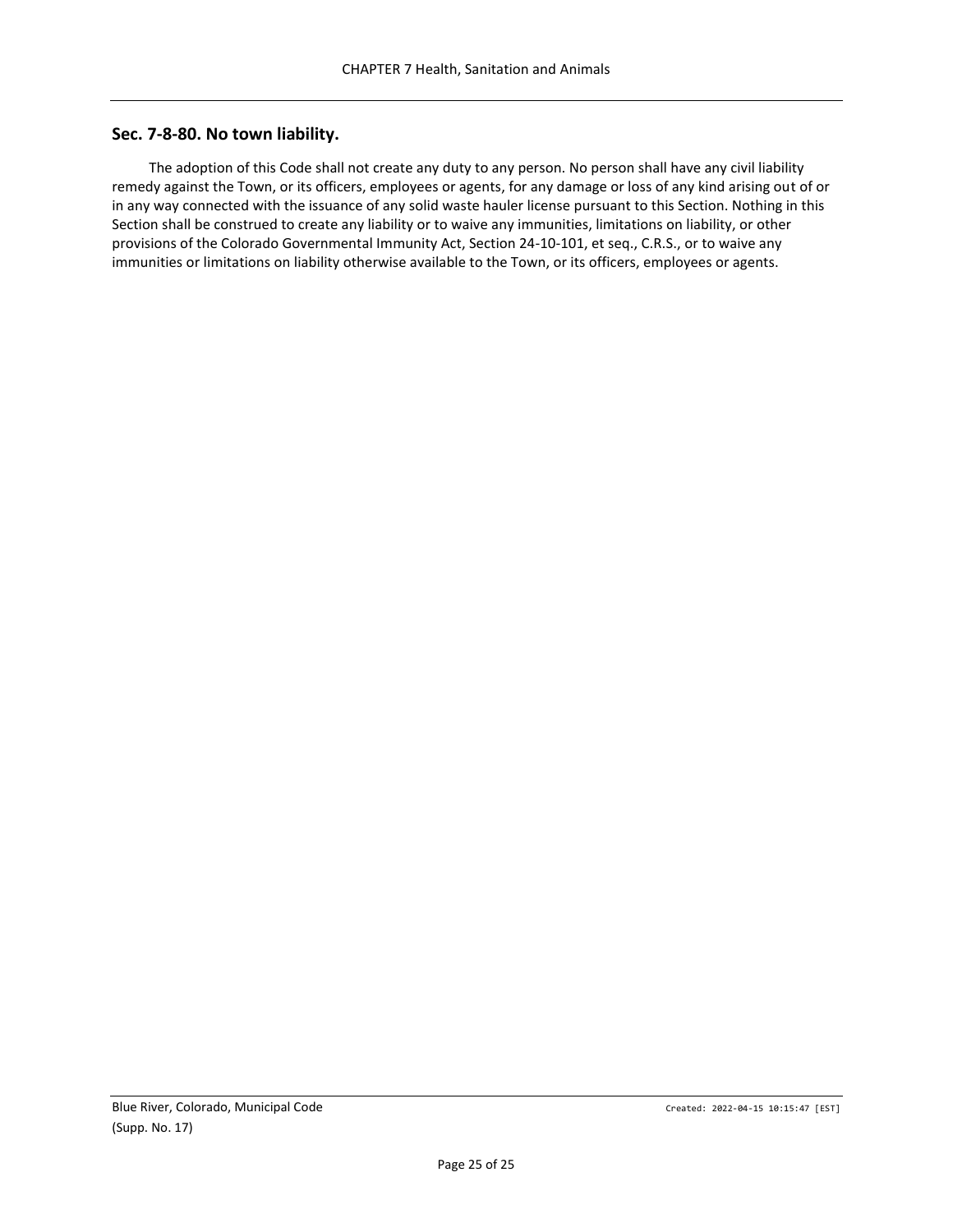## Sec. 7-8-80. No town liability.

The adoption of this Code shall not create any duty to any person. No person shall have any civil liability remedy against the Town, or its officers, employees or agents, for any damage or loss of any kind arising out of or in any way connected with the issuance of any solid waste hauler license pursuant to this Section. Nothing in this Section shall be construed to create any liability or to waive any immunities, limitations on liability, or other provisions of the Colorado Governmental Immunity Act, Section 24-10-101, et seq., C.R.S., or to waive any immunities or limitations on liability otherwise available to the Town, or its officers, employees or agents.